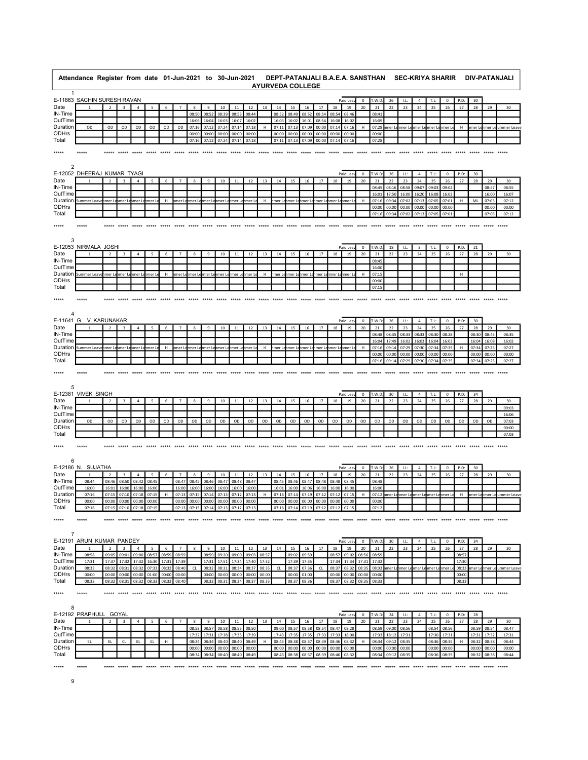# Attendance Register from date 01-Jun-2021 to 30-Jun-2021 DEPT-PATANJALI B.A.E.A. SANSTHAN AYURVEDA COLLEGE SEC-KRIYA SHARIR DIV-PATANJALI

## 1

**E-11863 SACHIN SURESH RAVAN** — Paid Leav: 0 | T.W.D: 26 | I.L: 4 | T.L: 0 | P.D: 30

| Date | 1 | 2 | 3 | 4 | 5 | 6 | 7 | 8 | 9 | 10 | 11 | 12 | 13 | 14 | 15 | 16 | 17 | 18 | 19 | 20 | 21 | 22 | 23 | 24 | 25 | 26 | 27 | 28 | 29 | 30 |
|---|---|---|---|---|---|---|---|---|---|---|---|---|---|---|---|---|---|---|---|---|---|---|---|---|---|---|---|---|---|---|
| IN-Time | | | | | | | | 08:50 | 08:52 | 08:39 | 08:53 | 08:44 | | 08:52 | 08:49 | 08:52 | 08:54 | 08:54 | 08:46 | | 08:41 | | | | | | | | | |
| OutTime | | | | | | | | 16:06 | 16:04 | 16:03 | 16:07 | 16:02 | | 16:03 | 16:02 | 16:01 | 08:54 | 16:08 | 16:02 | | 16:09 | | | | | | | | | |
| Duration | OD | OD | OD | OD | OD | OD | OD | 07:16 | 07:12 | 07:24 | 07:14 | 07:18 | H | 07:11 | 07:13 | 07:09 | 00:00 | 07:14 | 07:16 | H | 07:28 | nmer Le | nmer Le | nmer Le | nmer Le | nmer Le | H | nmer Le | nmer Le | Summer Leave |
| ODHrs | | | | | | | | 00:00 | 00:00 | 00:00 | 00:00 | 00:00 | | 00:00 | 00:00 | 00:00 | 00:00 | 00:00 | 00:00 | | 00:00 | | | | | | | | | |
| Total | | | | | | | | 07:16 | 07:12 | 07:24 | 07:14 | 07:18 | | 07:11 | 07:13 | 07:09 | 00:00 | 07:14 | 07:16 | | 07:28 | | | | | | | | | |

## 2

**E-12052 DHEERAJ KUMAR TYAGI** — Paid Leav: 0 | T.W.D: 26 | I.L: 4 | T.L: 0 | P.D: 30

| Date | 1 | 2 | 3 | 4 | 5 | 6 | 7 | 8 | 9 | 10 | 11 | 12 | 13 | 14 | 15 | 16 | 17 | 18 | 19 | 20 | 21 | 22 | 23 | 24 | 25 | 26 | 27 | 28 | 29 | 30 |
|---|---|---|---|---|---|---|---|---|---|---|---|---|---|---|---|---|---|---|---|---|---|---|---|---|---|---|---|---|---|---|
| IN-Time | | | | | | | | | | | | | | | | | | | | | 08:45 | 08:16 | 08:58 | 09:07 | 09:03 | 09:02 | | | 08:57 | 08:55 |
| OutTime | | | | | | | | | | | | | | | | | | | | | 16:01 | 17:50 | 16:00 | 16:20 | 16:08 | 16:03 | | | 16:00 | 16:07 |
| Duration | Summer Leave | nmer Le | nmer Le | nmer Le | nmer Le | H | nmer Le | nmer Le | nmer Le | nmer Le | nmer Le | nmer Le | H | nmer Le | nmer Le | nmer Le | nmer Le | nmer Le | nmer Le | H | 07:16 | 09:34 | 07:02 | 07:13 | 07:05 | 07:01 | H | ML | 07:03 | 07:12 |
| ODHrs | | | | | | | | | | | | | | | | | | | | | 00:00 | 00:00 | 00:00 | 00:00 | 00:00 | 00:00 | | | 00:00 | 00:00 |
| Total | | | | | | | | | | | | | | | | | | | | | 07:16 | 09:34 | 07:02 | 07:13 | 07:05 | 07:01 | | | 07:03 | 07:12 |

## 3

**E-12053 NIRMALA JOSHI** — Paid Leav: 0 | T.W.D: 18 | I.L: 3 | T.L: 0 | P.D: 21

| Date | 1 | 2 | 3 | 4 | 5 | 6 | 7 | 8 | 9 | 10 | 11 | 12 | 13 | 14 | 15 | 16 | 17 | 18 | 19 | 20 | 21 | 22 | 23 | 24 | 25 | 26 | 27 | 28 | 29 | 30 |
|---|---|---|---|---|---|---|---|---|---|---|---|---|---|---|---|---|---|---|---|---|---|---|---|---|---|---|---|---|---|---|
| IN-Time | | | | | | | | | | | | | | | | | | | | | 08:45 | | | | | | | | | |
| OutTime | | | | | | | | | | | | | | | | | | | | | 16:00 | | | | | | | | | |
| Duration | Summer Leave | nmer Le | nmer Le | nmer Le | nmer Le | H | nmer Le | nmer Le | nmer Le | nmer Le | nmer Le | nmer Le | H | nmer Le | nmer Le | nmer Le | nmer Le | nmer Le | nmer Le | H | 07:15 | | | | | | H | | | |
| ODHrs | | | | | | | | | | | | | | | | | | | | | 00:00 | | | | | | | | | |
| Total | | | | | | | | | | | | | | | | | | | | | 07:15 | | | | | | | | | |

## 4

**E-11641 G. V. KARUNAKAR** — Paid Leav: 0 | T.W.D: 26 | I.L: 4 | T.L: 0 | P.D: 30

| Date | 1 | 2 | 3 | 4 | 5 | 6 | 7 | 8 | 9 | 10 | 11 | 12 | 13 | 14 | 15 | 16 | 17 | 18 | 19 | 20 | 21 | 22 | 23 | 24 | 25 | 26 | 27 | 28 | 29 | 30 |
|---|---|---|---|---|---|---|---|---|---|---|---|---|---|---|---|---|---|---|---|---|---|---|---|---|---|---|---|---|---|---|
| IN-Time | | | | | | | | | | | | | | | | | | | | | 08:48 | 08:35 | 08:33 | 08:33 | 08:30 | 08:28 | | 08:30 | 08:43 | 08:35 |
| OutTime | | | | | | | | | | | | | | | | | | | | | 16:04 | 17:49 | 16:02 | 16:03 | 16:04 | 16:03 | | 16:04 | 16:08 | 16:02 |
| Duration | Summer Leave | nmer Le | nmer Le | nmer Le | nmer Le | H | nmer Le | nmer Le | nmer Le | nmer Le | nmer Le | nmer Le | H | nmer Le | nmer Le | nmer Le | nmer Le | nmer Le | nmer Le | H | 07:16 | 09:14 | 07:29 | 07:30 | 07:34 | 07:35 | H | 07:34 | 07:25 | 07:27 |
| ODHrs | | | | | | | | | | | | | | | | | | | | | 00:00 | 00:00 | 00:00 | 00:00 | 00:00 | 00:00 | | 00:00 | 00:00 | 00:00 |
| Total | | | | | | | | | | | | | | | | | | | | | 07:16 | 09:14 | 07:29 | 07:30 | 07:34 | 07:35 | | 07:34 | 07:25 | 07:27 |

## 5

**E-12381 VIVEK SINGH** — Paid Leav: 0 | T.W.D: 30 | I.L: 4 | T.L: 0 | P.D: 34

| Date | 1 | 2 | 3 | 4 | 5 | 6 | 7 | 8 | 9 | 10 | 11 | 12 | 13 | 14 | 15 | 16 | 17 | 18 | 19 | 20 | 21 | 22 | 23 | 24 | 25 | 26 | 27 | 28 | 29 | 30 |
|---|---|---|---|---|---|---|---|---|---|---|---|---|---|---|---|---|---|---|---|---|---|---|---|---|---|---|---|---|---|---|
| IN-Time | | | | | | | | | | | | | | | | | | | | | | | | | | | | | | 09:03 |
| OutTime | | | | | | | | | | | | | | | | | | | | | | | | | | | | | | 16:06 |
| Duration | OD | OD | OD | OD | OD | OD | OD | OD | OD | OD | OD | OD | OD | OD | OD | OD | OD | OD | OD | OD | OD | OD | OD | OD | OD | OD | OD | OD | OD | 07:03 |
| ODHrs | | | | | | | | | | | | | | | | | | | | | | | | | | | | | | 00:00 |
| Total | | | | | | | | | | | | | | | | | | | | | | | | | | | | | | 07:03 |

## 6

**E-12186 N. SUJATHA** — Paid Leav: 0 | T.W.D: 26 | I.L: 4 | T.L: 0 | P.D: 30

| Date | 1 | 2 | 3 | 4 | 5 | 6 | 7 | 8 | 9 | 10 | 11 | 12 | 13 | 14 | 15 | 16 | 17 | 18 | 19 | 20 | 21 | 22 | 23 | 24 | 25 | 26 | 27 | 28 | 29 | 30 |
|---|---|---|---|---|---|---|---|---|---|---|---|---|---|---|---|---|---|---|---|---|---|---|---|---|---|---|---|---|---|---|
| IN-Time | 08:44 | 08:46 | 08:50 | 08:42 | 08:45 | | 08:47 | 08:45 | 08:46 | 08:47 | 08:48 | 08:47 | | 08:45 | 08:46 | 08:47 | 08:48 | 08:48 | 08:45 | | 08:48 | | | | | | | | | |
| OutTime | 16:00 | 16:01 | 16:00 | 16:00 | 16:00 | | 16:00 | 16:00 | 16:00 | 16:00 | 16:00 | 16:00 | | 16:01 | 16:00 | 16:06 | 16:00 | 16:00 | 16:00 | | 16:00 | | | | | | | | | |
| Duration | 07:16 | 07:15 | 07:10 | 07:18 | 07:15 | H | 07:13 | 07:15 | 07:14 | 07:13 | 07:12 | 07:13 | H | 07:16 | 07:14 | 07:19 | 07:12 | 07:12 | 07:15 | H | 07:12 | nmer Le | nmer Le | nmer Le | nmer Le | nmer Le | H | nmer Le | nmer Le | Summer Leave |
| ODHrs | 00:00 | 00:00 | 00:00 | 00:00 | 00:00 | | 00:00 | 00:00 | 00:00 | 00:00 | 00:00 | 00:00 | | 00:00 | 00:00 | 00:00 | 00:00 | 00:00 | 00:00 | | 00:00 | | | | | | | | | |
| Total | 07:16 | 07:15 | 07:10 | 07:18 | 07:15 | | 07:13 | 07:15 | 07:14 | 07:13 | 07:12 | 07:13 | | 07:16 | 07:14 | 07:19 | 07:12 | 07:12 | 07:15 | | 07:12 | | | | | | | | | |

## 7

**E-12191 ARUN KUMAR PANDEY** — Paid Leav: 0 | T.W.D: 30 | I.L: 4 | T.L: 0 | P.D: 34

| Date | 1 | 2 | 3 | 4 | 5 | 6 | 7 | 8 | 9 | 10 | 11 | 12 | 13 | 14 | 15 | 16 | 17 | 18 | 19 | 20 | 21 | 22 | 23 | 24 | 25 | 26 | 27 | 28 | 29 | 30 |
|---|---|---|---|---|---|---|---|---|---|---|---|---|---|---|---|---|---|---|---|---|---|---|---|---|---|---|---|---|---|---|
| IN-Time | 08:58 | 09:05 | 09:01 | 09:00 | 08:57 | 08:59 | 08:59 | | 08:59 | 09:20 | 09:00 | 09:03 | 08:57 | | 09:02 | 09:59 | | 08:57 | 09:02 | 08:56 | 08:59 | | | | | | 08:57 | | | |
| OutTime | 17:31 | 17:37 | 17:32 | 17:32 | 16:30 | 17:31 | 17:39 | | 17:31 | 17:51 | 17:34 | 17:40 | 17:32 | | 17:39 | 17:35 | | 17:34 | 17:34 | 17:31 | 17:32 | | | | | | 17:30 | | | |
| Duration | 08:33 | 08:32 | 08:31 | 08:32 | 07:33 | 08:32 | 08:40 | CL | 08:32 | 08:31 | 08:34 | 08:37 | 08:35 | CL | 08:37 | 07:36 | CL | 08:37 | 08:32 | 08:35 | 08:33 | nmer Le | nmer Le | nmer Le | nmer Le | nmer Le | 08:33 | nmer Le | nmer Le | Summer Leave |
| ODHrs | 00:00 | 00:00 | 00:00 | 00:00 | 01:00 | 00:00 | 00:00 | | 00:00 | 00:00 | 00:00 | 00:00 | 00:00 | | 00:00 | 01:00 | | 00:00 | 00:00 | 00:00 | 00:00 | | | | | | 00:00 | | | |
| Total | 08:33 | 08:32 | 08:31 | 08:32 | 08:33 | 08:32 | 08:40 | | 08:32 | 08:31 | 08:34 | 08:37 | 08:35 | | 08:37 | 08:36 | | 08:37 | 08:32 | 08:35 | 08:33 | | | | | | 08:33 | | | |

## 8

**E-12192 PRAPHULL GOYAL** — Paid Leav: 0 | T.W.D: 24 | I.L: 4 | T.L: 0 | P.D: 28

| Date | 1 | 2 | 3 | 4 | 5 | 6 | 7 | 8 | 9 | 10 | 11 | 12 | 13 | 14 | 15 | 16 | 17 | 18 | 19 | 20 | 21 | 22 | 23 | 24 | 25 | 26 | 27 | 28 | 29 | 30 |
|---|---|---|---|---|---|---|---|---|---|---|---|---|---|---|---|---|---|---|---|---|---|---|---|---|---|---|---|---|---|---|
| IN-Time | | | | | | | | 08:58 | 08:57 | 08:58 | 08:55 | 08:50 | | 09:00 | 08:57 | 08:58 | 08:54 | 08:47 | 09:28 | | 08:59 | 09:00 | 08:56 | | 08:54 | 08:56 | | 08:59 | 08:54 | 08:47 |
| OutTime | | | | | | | | 17:32 | 17:31 | 17:38 | 17:35 | 17:39 | | 17:43 | 17:35 | 17:35 | 17:33 | 17:33 | 18:00 | | 17:33 | 18:12 | 17:31 | | 17:30 | 17:31 | | 17:31 | 17:32 | 17:31 |
| Duration | EL | EL | CL | EL | EL | H | | 08:34 | 08:34 | 08:40 | 08:40 | 08:49 | H | 08:43 | 08:38 | 08:37 | 08:39 | 08:46 | 08:32 | H | 08:34 | 09:12 | 08:35 | | 08:36 | 08:35 | H | 08:32 | 08:38 | 08:44 |
| ODHrs | | | | | | | | 00:00 | 00:00 | 00:00 | 00:00 | 00:00 | | 00:00 | 00:00 | 00:00 | 00:00 | 00:00 | 00:00 | | 00:00 | 00:00 | 00:00 | | 00:00 | 00:00 | | 00:00 | 00:00 | 00:00 |
| Total | | | | | | | | 08:34 | 08:34 | 08:40 | 08:40 | 08:49 | | 08:43 | 08:38 | 08:37 | 08:39 | 08:46 | 08:32 | | 08:34 | 09:12 | 08:35 | | 08:36 | 08:35 | | 08:32 | 08:38 | 08:44 |

## 9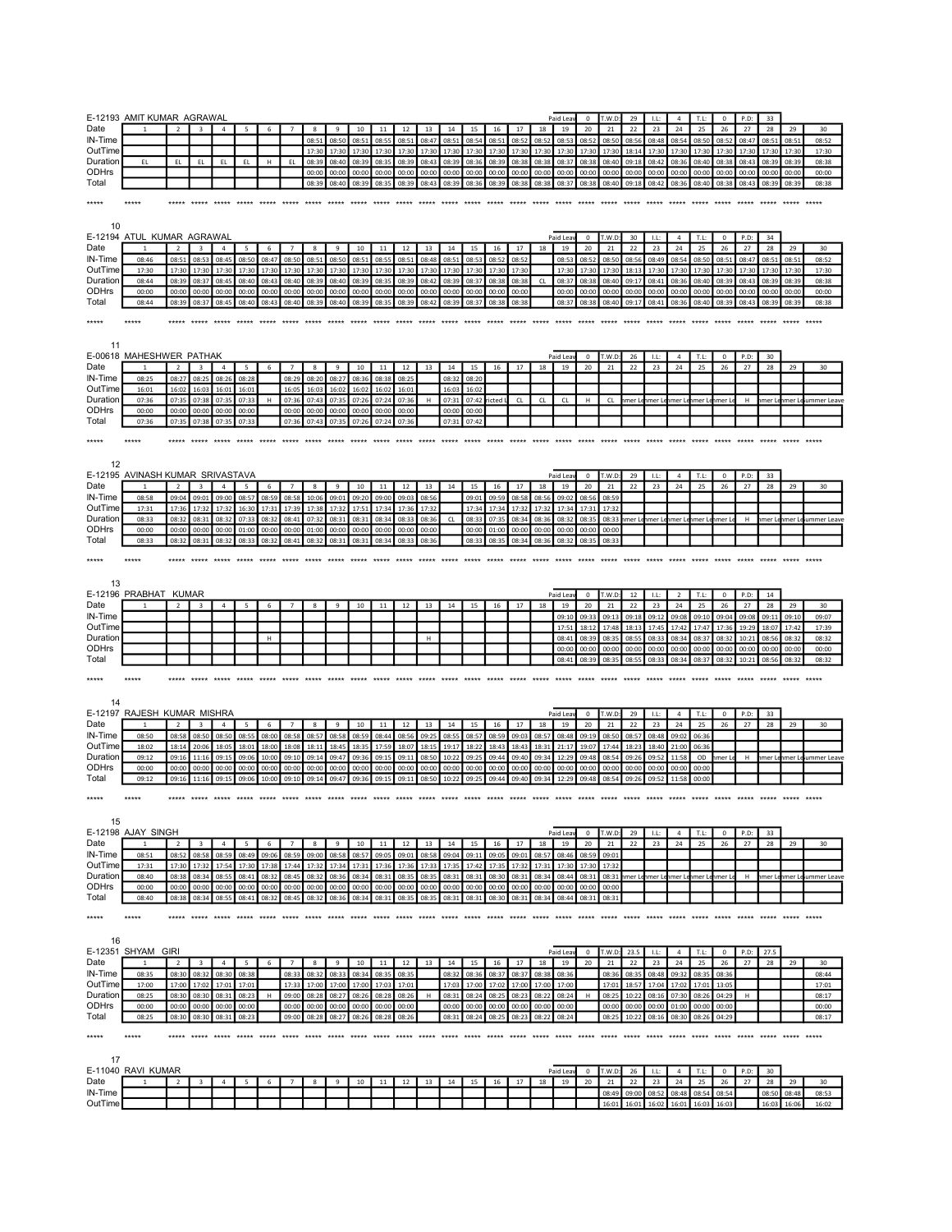E-12193 AMIT KUMAR AGRAWAL — Paid Leav: 0 | T.W.D: 29 | I.L: 4 | T.L: 0 | P.D: 33

| Date | 1 | 2 | 3 | 4 | 5 | 6 | 7 | 8 | 9 | 10 | 11 | 12 | 13 | 14 | 15 | 16 | 17 | 18 | 19 | 20 | 21 | 22 | 23 | 24 | 25 | 26 | 27 | 28 | 29 | 30 |
|---|---|---|---|---|---|---|---|---|---|---|---|---|---|---|---|---|---|---|---|---|---|---|---|---|---|---|---|---|---|---|
| IN-Time | | | | | | | | 08:51 | 08:50 | 08:51 | 08:55 | 08:51 | 08:47 | 08:51 | 08:54 | 08:51 | 08:52 | 08:52 | 08:53 | 08:52 | 08:50 | 08:56 | 08:48 | 08:54 | 08:50 | 08:52 | 08:47 | 08:51 | 08:51 | 08:52 |
| OutTime | | | | | | | | 17:30 | 17:30 | 17:30 | 17:30 | 17:30 | 17:30 | 17:30 | 17:30 | 17:30 | 17:30 | 17:30 | 17:30 | 17:30 | 17:30 | 18:14 | 17:30 | 17:30 | 17:30 | 17:30 | 17:30 | 17:30 | 17:30 | 17:30 |
| Duration | EL | EL | EL | EL | EL | H | EL | 08:39 | 08:40 | 08:39 | 08:35 | 08:39 | 08:43 | 08:39 | 08:36 | 08:39 | 08:38 | 08:38 | 08:37 | 08:38 | 08:40 | 09:18 | 08:42 | 08:36 | 08:40 | 08:38 | 08:43 | 08:39 | 08:39 | 08:38 |
| ODHrs | | | | | | | | 00:00 | 00:00 | 00:00 | 00:00 | 00:00 | 00:00 | 00:00 | 00:00 | 00:00 | 00:00 | 00:00 | 00:00 | 00:00 | 00:00 | 00:00 | 00:00 | 00:00 | 00:00 | 00:00 | 00:00 | 00:00 | 00:00 | 00:00 |
| Total | | | | | | | | 08:39 | 08:40 | 08:39 | 08:35 | 08:39 | 08:43 | 08:39 | 08:36 | 08:39 | 08:38 | 08:38 | 08:37 | 08:38 | 08:40 | 09:18 | 08:42 | 08:36 | 08:40 | 08:38 | 08:43 | 08:39 | 08:39 | 08:38 |

***** ***** ***** ***** ***** ***** ***** ***** ***** ***** ***** ***** ***** ***** ***** ***** ***** ***** ***** ***** ***** ***** ***** ***** ***** ***** ***** ***** ***** ***** *****

10

E-12194 ATUL KUMAR AGRAWAL — Paid Leav: 0 | T.W.D: 30 | I.L: 4 | T.L: 0 | P.D: 34

| Date | 1 | 2 | 3 | 4 | 5 | 6 | 7 | 8 | 9 | 10 | 11 | 12 | 13 | 14 | 15 | 16 | 17 | 18 | 19 | 20 | 21 | 22 | 23 | 24 | 25 | 26 | 27 | 28 | 29 | 30 |
|---|---|---|---|---|---|---|---|---|---|---|---|---|---|---|---|---|---|---|---|---|---|---|---|---|---|---|---|---|---|---|
| IN-Time | 08:46 | 08:51 | 08:53 | 08:45 | 08:50 | 08:47 | 08:50 | 08:51 | 08:50 | 08:51 | 08:55 | 08:51 | 08:48 | 08:51 | 08:53 | 08:52 | 08:52 | | 08:53 | 08:52 | 08:50 | 08:56 | 08:49 | 08:54 | 08:50 | 08:51 | 08:47 | 08:51 | 08:51 | 08:52 |
| OutTime | 17:30 | 17:30 | 17:30 | 17:30 | 17:30 | 17:30 | 17:30 | 17:30 | 17:30 | 17:30 | 17:30 | 17:30 | 17:30 | 17:30 | 17:30 | 17:30 | 17:30 | | 17:30 | 17:30 | 17:30 | 18:13 | 17:30 | 17:30 | 17:30 | 17:30 | 17:30 | 17:30 | 17:30 | 17:30 |
| Duration | 08:44 | 08:39 | 08:37 | 08:45 | 08:40 | 08:43 | 08:40 | 08:39 | 08:40 | 08:39 | 08:35 | 08:39 | 08:42 | 08:39 | 08:37 | 08:38 | 08:38 | CL | 08:37 | 08:38 | 08:40 | 09:17 | 08:41 | 08:36 | 08:40 | 08:39 | 08:43 | 08:39 | 08:39 | 08:38 |
| ODHrs | 00:00 | 00:00 | 00:00 | 00:00 | 00:00 | 00:00 | 00:00 | 00:00 | 00:00 | 00:00 | 00:00 | 00:00 | 00:00 | 00:00 | 00:00 | 00:00 | 00:00 | | 00:00 | 00:00 | 00:00 | 00:00 | 00:00 | 00:00 | 00:00 | 00:00 | 00:00 | 00:00 | 00:00 | 00:00 |
| Total | 08:44 | 08:39 | 08:37 | 08:45 | 08:40 | 08:43 | 08:40 | 08:39 | 08:40 | 08:39 | 08:35 | 08:39 | 08:42 | 08:39 | 08:37 | 08:38 | 08:38 | | 08:37 | 08:38 | 08:40 | 09:17 | 08:41 | 08:36 | 08:40 | 08:39 | 08:43 | 08:39 | 08:39 | 08:38 |

***** ***** ***** ***** ***** ***** ***** ***** ***** ***** ***** ***** ***** ***** ***** ***** ***** ***** ***** ***** ***** ***** ***** ***** ***** ***** ***** ***** ***** ***** *****

11

E-00618 MAHESHWER PATHAK — Paid Leav: 0 | T.W.D: 26 | I.L: 4 | T.L: 0 | P.D: 30

| Date | 1 | 2 | 3 | 4 | 5 | 6 | 7 | 8 | 9 | 10 | 11 | 12 | 13 | 14 | 15 | 16 | 17 | 18 | 19 | 20 | 21 | 22 | 23 | 24 | 25 | 26 | 27 | 28 | 29 | 30 |
|---|---|---|---|---|---|---|---|---|---|---|---|---|---|---|---|---|---|---|---|---|---|---|---|---|---|---|---|---|---|---|
| IN-Time | 08:25 | 08:27 | 08:25 | 08:26 | 08:28 | | 08:29 | 08:20 | 08:27 | 08:36 | 08:38 | 08:25 | | 08:32 | 08:20 | | | | | | | | | | | | | | | |
| OutTime | 16:01 | 16:02 | 16:03 | 16:01 | 16:01 | | 16:05 | 16:03 | 16:02 | 16:02 | 16:02 | 16:01 | | 16:03 | 16:02 | | | | | | | | | | | | | | | |
| Duration | 07:36 | 07:35 | 07:38 | 07:35 | 07:33 | H | 07:36 | 07:43 | 07:35 | 07:26 | 07:24 | 07:36 | H | 07:31 | 07:42 | ricted L | CL | CL | CL | H | CL | mmer Le | mmer Le | mmer Le | mmer Le | mmer Le | H | mmer Le | mmer Le | Summer Leave |
| ODHrs | 00:00 | 00:00 | 00:00 | 00:00 | 00:00 | | 00:00 | 00:00 | 00:00 | 00:00 | 00:00 | 00:00 | | 00:00 | 00:00 | | | | | | | | | | | | | | | |
| Total | 07:36 | 07:35 | 07:38 | 07:35 | 07:33 | | 07:36 | 07:43 | 07:35 | 07:26 | 07:24 | 07:36 | | 07:31 | 07:42 | | | | | | | | | | | | | | | |

***** ***** ***** ***** ***** ***** ***** ***** ***** ***** ***** ***** ***** ***** ***** ***** ***** ***** ***** ***** ***** ***** ***** ***** ***** ***** ***** ***** ***** ***** *****

12

E-12195 AVINASH KUMAR SRIVASTAVA — Paid Leav: 0 | T.W.D: 29 | I.L: 4 | T.L: 0 | P.D: 33

| Date | 1 | 2 | 3 | 4 | 5 | 6 | 7 | 8 | 9 | 10 | 11 | 12 | 13 | 14 | 15 | 16 | 17 | 18 | 19 | 20 | 21 | 22 | 23 | 24 | 25 | 26 | 27 | 28 | 29 | 30 |
|---|---|---|---|---|---|---|---|---|---|---|---|---|---|---|---|---|---|---|---|---|---|---|---|---|---|---|---|---|---|---|
| IN-Time | 08:58 | 09:04 | 09:01 | 09:00 | 08:57 | 08:59 | 08:58 | 10:06 | 09:01 | 09:20 | 09:00 | 09:03 | 08:56 | | 09:01 | 09:59 | 08:58 | 08:56 | 09:02 | 08:56 | 08:59 | | | | | | | | | |
| OutTime | 17:31 | 17:36 | 17:32 | 17:32 | 16:30 | 17:31 | 17:39 | 17:38 | 17:32 | 17:51 | 17:34 | 17:36 | 17:32 | | 17:34 | 17:34 | 17:32 | 17:32 | 17:34 | 17:31 | 17:32 | | | | | | | | | |
| Duration | 08:33 | 08:32 | 08:31 | 08:32 | 07:33 | 08:32 | 08:41 | 07:32 | 08:31 | 08:31 | 08:34 | 08:33 | 08:36 | CL | 08:33 | 07:35 | 08:34 | 08:36 | 08:32 | 08:35 | 08:33 | mmer Le | mmer Le | mmer Le | mmer Le | mmer Le | H | mmer Le | mmer Le | Summer Leave |
| ODHrs | 00:00 | 00:00 | 00:00 | 00:00 | 01:00 | 00:00 | 00:00 | 01:00 | 00:00 | 00:00 | 00:00 | 00:00 | 00:00 | | 00:00 | 01:00 | 00:00 | 00:00 | 00:00 | 00:00 | 00:00 | | | | | | | | | |
| Total | 08:33 | 08:32 | 08:31 | 08:32 | 08:33 | 08:32 | 08:41 | 08:32 | 08:31 | 08:31 | 08:34 | 08:33 | 08:36 | | 08:33 | 08:35 | 08:34 | 08:36 | 08:32 | 08:35 | 08:33 | | | | | | | | | |

***** ***** ***** ***** ***** ***** ***** ***** ***** ***** ***** ***** ***** ***** ***** ***** ***** ***** ***** ***** ***** ***** ***** ***** ***** ***** ***** ***** ***** ***** *****

13

E-12196 PRABHAT KUMAR — Paid Leav: 0 | T.W.D: 12 | I.L: 2 | T.L: 0 | P.D: 14

| Date | 1 | 2 | 3 | 4 | 5 | 6 | 7 | 8 | 9 | 10 | 11 | 12 | 13 | 14 | 15 | 16 | 17 | 18 | 19 | 20 | 21 | 22 | 23 | 24 | 25 | 26 | 27 | 28 | 29 | 30 |
|---|---|---|---|---|---|---|---|---|---|---|---|---|---|---|---|---|---|---|---|---|---|---|---|---|---|---|---|---|---|---|
| IN-Time | | | | | | | | | | | | | | | | | | | 09:10 | 09:33 | 09:13 | 09:18 | 09:12 | 09:08 | 09:10 | 09:04 | 09:08 | 09:11 | 09:10 | 09:07 |
| OutTime | | | | | | | | | | | | | | | | | | | 17:51 | 18:12 | 17:48 | 18:13 | 17:45 | 17:42 | 17:47 | 17:36 | 19:29 | 18:07 | 17:42 | 17:39 |
| Duration | | | | | | H | | | | | | | H | | | | | | 08:41 | 08:39 | 08:35 | 08:55 | 08:33 | 08:34 | 08:37 | 08:32 | 10:21 | 08:56 | 08:32 | 08:32 |
| ODHrs | | | | | | | | | | | | | | | | | | | 00:00 | 00:00 | 00:00 | 00:00 | 00:00 | 00:00 | 00:00 | 00:00 | 00:00 | 00:00 | 00:00 | 00:00 |
| Total | | | | | | | | | | | | | | | | | | | 08:41 | 08:39 | 08:35 | 08:55 | 08:33 | 08:34 | 08:37 | 08:32 | 10:21 | 08:56 | 08:32 | 08:32 |

***** ***** ***** ***** ***** ***** ***** ***** ***** ***** ***** ***** ***** ***** ***** ***** ***** ***** ***** ***** ***** ***** ***** ***** ***** ***** ***** ***** ***** ***** *****

14

E-12197 RAJESH KUMAR MISHRA — Paid Leav: 0 | T.W.D: 29 | I.L: 4 | T.L: 0 | P.D: 33

| Date | 1 | 2 | 3 | 4 | 5 | 6 | 7 | 8 | 9 | 10 | 11 | 12 | 13 | 14 | 15 | 16 | 17 | 18 | 19 | 20 | 21 | 22 | 23 | 24 | 25 | 26 | 27 | 28 | 29 | 30 |
|---|---|---|---|---|---|---|---|---|---|---|---|---|---|---|---|---|---|---|---|---|---|---|---|---|---|---|---|---|---|---|
| IN-Time | 08:50 | 08:58 | 08:50 | 08:50 | 08:55 | 08:00 | 08:58 | 08:57 | 08:58 | 08:59 | 08:44 | 08:56 | 09:25 | 08:55 | 08:57 | 08:59 | 09:03 | 08:57 | 08:48 | 09:19 | 08:50 | 08:57 | 08:48 | 09:02 | 06:36 | | | | | |
| OutTime | 18:02 | 18:14 | 20:06 | 18:05 | 18:01 | 18:00 | 18:08 | 18:11 | 18:45 | 18:35 | 17:59 | 18:07 | 18:15 | 19:17 | 18:22 | 18:43 | 18:43 | 18:31 | 21:17 | 19:07 | 17:44 | 18:23 | 18:40 | 21:00 | 06:36 | | | | | |
| Duration | 09:12 | 09:16 | 11:16 | 09:15 | 09:06 | 10:00 | 09:10 | 09:14 | 09:47 | 09:36 | 09:15 | 09:11 | 08:50 | 10:22 | 09:25 | 09:44 | 09:40 | 09:34 | 12:29 | 09:48 | 08:54 | 09:26 | 09:52 | 11:58 | OD | mmer Le | H | mmer Le | mmer Le | Summer Leave |
| ODHrs | 00:00 | 00:00 | 00:00 | 00:00 | 00:00 | 00:00 | 00:00 | 00:00 | 00:00 | 00:00 | 00:00 | 00:00 | 00:00 | 00:00 | 00:00 | 00:00 | 00:00 | 00:00 | 00:00 | 00:00 | 00:00 | 00:00 | 00:00 | 00:00 | 00:00 | | | | | |
| Total | 09:12 | 09:16 | 11:16 | 09:15 | 09:06 | 10:00 | 09:10 | 09:14 | 09:47 | 09:36 | 09:15 | 09:11 | 08:50 | 10:22 | 09:25 | 09:44 | 09:40 | 09:34 | 12:29 | 09:48 | 08:54 | 09:26 | 09:52 | 11:58 | 00:00 | | | | | |

***** ***** ***** ***** ***** ***** ***** ***** ***** ***** ***** ***** ***** ***** ***** ***** ***** ***** ***** ***** ***** ***** ***** ***** ***** ***** ***** ***** ***** ***** *****

15

E-12198 AJAY SINGH — Paid Leav: 0 | T.W.D: 29 | I.L: 4 | T.L: 0 | P.D: 33

| Date | 1 | 2 | 3 | 4 | 5 | 6 | 7 | 8 | 9 | 10 | 11 | 12 | 13 | 14 | 15 | 16 | 17 | 18 | 19 | 20 | 21 | 22 | 23 | 24 | 25 | 26 | 27 | 28 | 29 | 30 |
|---|---|---|---|---|---|---|---|---|---|---|---|---|---|---|---|---|---|---|---|---|---|---|---|---|---|---|---|---|---|---|
| IN-Time | 08:51 | 08:52 | 08:58 | 08:59 | 08:49 | 09:06 | 08:59 | 09:00 | 08:58 | 08:57 | 09:05 | 09:01 | 08:58 | 09:04 | 09:11 | 09:05 | 09:01 | 08:57 | 08:46 | 08:59 | 09:01 | | | | | | | | | |
| OutTime | 17:31 | 17:30 | 17:32 | 17:54 | 17:30 | 17:38 | 17:44 | 17:32 | 17:34 | 17:31 | 17:36 | 17:36 | 17:33 | 17:35 | 17:42 | 17:35 | 17:32 | 17:31 | 17:30 | 17:30 | 17:32 | | | | | | | | | |
| Duration | 08:40 | 08:38 | 08:34 | 08:55 | 08:41 | 08:32 | 08:45 | 08:32 | 08:36 | 08:34 | 08:31 | 08:35 | 08:35 | 08:31 | 08:31 | 08:30 | 08:31 | 08:34 | 08:44 | 08:31 | 08:31 | mmer Le | mmer Le | mmer Le | mmer Le | mmer Le | H | mmer Le | mmer Le | Summer Leave |
| ODHrs | 00:00 | 00:00 | 00:00 | 00:00 | 00:00 | 00:00 | 00:00 | 00:00 | 00:00 | 00:00 | 00:00 | 00:00 | 00:00 | 00:00 | 00:00 | 00:00 | 00:00 | 00:00 | 00:00 | 00:00 | 00:00 | | | | | | | | | |
| Total | 08:40 | 08:38 | 08:34 | 08:55 | 08:41 | 08:32 | 08:45 | 08:32 | 08:36 | 08:34 | 08:31 | 08:35 | 08:35 | 08:31 | 08:31 | 08:30 | 08:31 | 08:34 | 08:44 | 08:31 | 08:31 | | | | | | | | | |

***** ***** ***** ***** ***** ***** ***** ***** ***** ***** ***** ***** ***** ***** ***** ***** ***** ***** ***** ***** ***** ***** ***** ***** ***** ***** ***** ***** ***** ***** *****

16

E-12351 SHYAM GIRI — Paid Leav: 0 | T.W.D: 23.5 | I.L: 4 | T.L: 0 | P.D: 27.5

| Date | 1 | 2 | 3 | 4 | 5 | 6 | 7 | 8 | 9 | 10 | 11 | 12 | 13 | 14 | 15 | 16 | 17 | 18 | 19 | 20 | 21 | 22 | 23 | 24 | 25 | 26 | 27 | 28 | 29 | 30 |
|---|---|---|---|---|---|---|---|---|---|---|---|---|---|---|---|---|---|---|---|---|---|---|---|---|---|---|---|---|---|---|
| IN-Time | 08:35 | 08:30 | 08:32 | 08:30 | 08:38 | | 08:33 | 08:32 | 08:33 | 08:34 | 08:35 | 08:35 | | 08:32 | 08:36 | 08:37 | 08:37 | 08:38 | 08:36 | | 08:36 | 08:35 | 08:48 | 09:32 | 08:35 | 08:36 | | | | 08:44 |
| OutTime | 17:00 | 17:00 | 17:02 | 17:01 | 17:01 | | 17:33 | 17:00 | 17:00 | 17:00 | 17:03 | 17:01 | | 17:03 | 17:00 | 17:02 | 17:00 | 17:00 | 17:00 | | 17:01 | 18:57 | 17:04 | 17:02 | 17:01 | 13:05 | | | | 17:01 |
| Duration | 08:25 | 08:30 | 08:30 | 08:31 | 08:23 | H | 09:00 | 08:28 | 08:27 | 08:26 | 08:28 | 08:26 | H | 08:31 | 08:24 | 08:25 | 08:23 | 08:22 | 08:24 | H | 08:25 | 10:22 | 08:16 | 07:30 | 08:26 | 04:29 | H | | | 08:17 |
| ODHrs | 00:00 | 00:00 | 00:00 | 00:00 | 00:00 | | 00:00 | 00:00 | 00:00 | 00:00 | 00:00 | 00:00 | | 00:00 | 00:00 | 00:00 | 00:00 | 00:00 | 00:00 | | 00:00 | 00:00 | 00:00 | 01:00 | 00:00 | 00:00 | | | | 00:00 |
| Total | 08:25 | 08:30 | 08:30 | 08:31 | 08:23 | | 09:00 | 08:28 | 08:27 | 08:26 | 08:28 | 08:26 | | 08:31 | 08:24 | 08:25 | 08:23 | 08:22 | 08:24 | | 08:25 | 10:22 | 08:16 | 08:30 | 08:26 | 04:29 | | | | 08:17 |

***** ***** ***** ***** ***** ***** ***** ***** ***** ***** ***** ***** ***** ***** ***** ***** ***** ***** ***** ***** ***** ***** ***** ***** ***** ***** ***** ***** ***** ***** *****

17

E-11040 RAVI KUMAR — Paid Leav: 0 | T.W.D: 26 | I.L: 4 | T.L: 0 | P.D: 30

| Date | 1 | 2 | 3 | 4 | 5 | 6 | 7 | 8 | 9 | 10 | 11 | 12 | 13 | 14 | 15 | 16 | 17 | 18 | 19 | 20 | 21 | 22 | 23 | 24 | 25 | 26 | 27 | 28 | 29 | 30 |
|---|---|---|---|---|---|---|---|---|---|---|---|---|---|---|---|---|---|---|---|---|---|---|---|---|---|---|---|---|---|---|
| IN-Time | | | | | | | | | | | | | | | | | | | | | 08:49 | 09:00 | 08:52 | 08:48 | 08:54 | 08:54 | | 08:50 | 08:48 | 08:53 |
| OutTime | | | | | | | | | | | | | | | | | | | | | 16:01 | 16:01 | 16:02 | 16:01 | 16:03 | 16:03 | | 16:03 | 16:06 | 16:02 |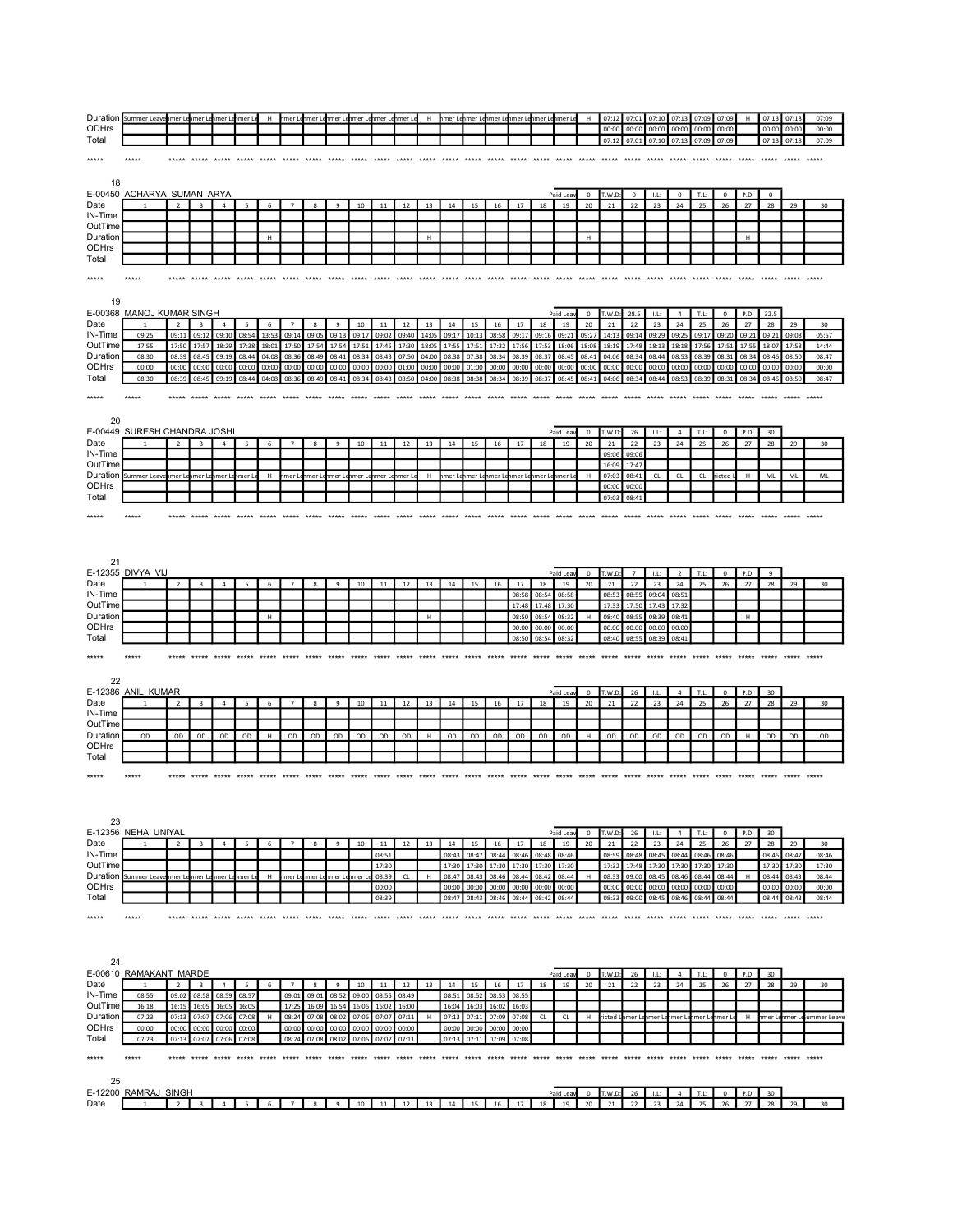| Duration | Summer Leave | mmer Le | mmer Le | mmer Le | mmer Le | H | mmer Le | mmer Le | mmer Le | mmer Le | mmer Le | mmer Le | H | mmer Le | mmer Le | mmer Le | mmer Le | mmer Le | mmer Le | H | 07:12 | 07:01 | 07:10 | 07:13 | 07:09 | 07:09 | H | 07:13 | 07:18 | 07:09 |
|---|---|---|---|---|---|---|---|---|---|---|---|---|---|---|---|---|---|---|---|---|---|---|---|---|---|---|---|---|---|---|
| ODHrs | | | | | | | | | | | | | | | | | | | | | 00:00 | 00:00 | 00:00 | 00:00 | 00:00 | 00:00 | | 00:00 | 00:00 | 00:00 |
| Total | | | | | | | | | | | | | | | | | | | | | 07:12 | 07:01 | 07:10 | 07:13 | 07:09 | 07:09 | | 07:13 | 07:18 | 07:09 |

*****

18

E-00450 ACHARYA SUMAN ARYA — Paid Leav: 0 | T.W.D: 0 | I.L: 0 | T.L: 0 | P.D: 0

| Date | 1 | 2 | 3 | 4 | 5 | 6 | 7 | 8 | 9 | 10 | 11 | 12 | 13 | 14 | 15 | 16 | 17 | 18 | 19 | 20 | 21 | 22 | 23 | 24 | 25 | 26 | 27 | 28 | 29 | 30 |
|---|---|---|---|---|---|---|---|---|---|---|---|---|---|---|---|---|---|---|---|---|---|---|---|---|---|---|---|---|---|---|
| IN-Time | | | | | | | | | | | | | | | | | | | | | | | | | | | | | | |
| OutTime | | | | | | | | | | | | | | | | | | | | | | | | | | | | | | |
| Duration | | | | | | H | | | | | | | H | | | | | | | H | | | | | | | H | | | |
| ODHrs | | | | | | | | | | | | | | | | | | | | | | | | | | | | | | |
| Total | | | | | | | | | | | | | | | | | | | | | | | | | | | | | | |

*****

19

E-00368 MANOJ KUMAR SINGH — Paid Leav: 0 | T.W.D: 28.5 | I.L: 4 | T.L: 0 | P.D: 32.5

| Date | 1 | 2 | 3 | 4 | 5 | 6 | 7 | 8 | 9 | 10 | 11 | 12 | 13 | 14 | 15 | 16 | 17 | 18 | 19 | 20 | 21 | 22 | 23 | 24 | 25 | 26 | 27 | 28 | 29 | 30 |
|---|---|---|---|---|---|---|---|---|---|---|---|---|---|---|---|---|---|---|---|---|---|---|---|---|---|---|---|---|---|---|
| IN-Time | 09:25 | 09:11 | 09:12 | 09:10 | 08:54 | 13:53 | 09:14 | 09:05 | 09:13 | 09:17 | 09:02 | 09:40 | 14:05 | 09:17 | 10:13 | 08:58 | 09:17 | 09:16 | 09:21 | 09:27 | 14:13 | 09:14 | 09:29 | 09:25 | 09:17 | 09:20 | 09:21 | 09:21 | 09:08 | 05:57 |
| OutTime | 17:55 | 17:50 | 17:57 | 18:29 | 17:38 | 18:01 | 17:50 | 17:54 | 17:54 | 17:51 | 17:45 | 17:30 | 18:05 | 17:55 | 17:51 | 17:32 | 17:56 | 17:53 | 18:06 | 18:08 | 18:19 | 17:48 | 18:13 | 18:18 | 17:56 | 17:51 | 17:55 | 18:07 | 17:58 | 14:44 |
| Duration | 08:30 | 08:39 | 08:45 | 09:19 | 08:44 | 04:08 | 08:36 | 08:49 | 08:41 | 08:34 | 08:43 | 07:50 | 04:00 | 08:38 | 07:38 | 08:34 | 08:39 | 08:37 | 08:45 | 08:41 | 04:06 | 08:34 | 08:44 | 08:53 | 08:39 | 08:31 | 08:34 | 08:46 | 08:50 | 08:47 |
| ODHrs | 00:00 | 00:00 | 00:00 | 00:00 | 00:00 | 00:00 | 00:00 | 00:00 | 00:00 | 00:00 | 00:00 | 01:00 | 00:00 | 00:00 | 01:00 | 00:00 | 00:00 | 00:00 | 00:00 | 00:00 | 00:00 | 00:00 | 00:00 | 00:00 | 00:00 | 00:00 | 00:00 | 00:00 | 00:00 | 00:00 |
| Total | 08:30 | 08:39 | 08:45 | 09:19 | 08:44 | 04:08 | 08:36 | 08:49 | 08:41 | 08:34 | 08:43 | 08:50 | 04:00 | 08:38 | 08:38 | 08:34 | 08:39 | 08:37 | 08:45 | 08:41 | 04:06 | 08:34 | 08:44 | 08:53 | 08:39 | 08:31 | 08:34 | 08:46 | 08:50 | 08:47 |

*****

20

E-00449 SURESH CHANDRA JOSHI — Paid Leav: 0 | T.W.D: 26 | I.L: 4 | T.L: 0 | P.D: 30

| Date | 1 | 2 | 3 | 4 | 5 | 6 | 7 | 8 | 9 | 10 | 11 | 12 | 13 | 14 | 15 | 16 | 17 | 18 | 19 | 20 | 21 | 22 | 23 | 24 | 25 | 26 | 27 | 28 | 29 | 30 |
|---|---|---|---|---|---|---|---|---|---|---|---|---|---|---|---|---|---|---|---|---|---|---|---|---|---|---|---|---|---|---|
| IN-Time | | | | | | | | | | | | | | | | | | | | | 09:06 | 09:06 | | | | | | | | |
| OutTime | | | | | | | | | | | | | | | | | | | | | 16:09 | 17:47 | | | | | | | | |
| Duration | Summer Leave | mmer Le | mmer Le | mmer Le | mmer Le | H | mmer Le | mmer Le | mmer Le | mmer Le | mmer Le | mmer Le | H | mmer Le | mmer Le | mmer Le | mmer Le | mmer Le | mmer Le | H | 07:03 | 08:41 | CL | CL | CL | ricted L | H | ML | ML | ML |
| ODHrs | | | | | | | | | | | | | | | | | | | | | 00:00 | 00:00 | | | | | | | | |
| Total | | | | | | | | | | | | | | | | | | | | | 07:03 | 08:41 | | | | | | | | |

*****

21

E-12355 DIVYA VIJ — Paid Leav: 0 | T.W.D: 7 | I.L: 2 | T.L: 0 | P.D: 9

| Date | 1 | 2 | 3 | 4 | 5 | 6 | 7 | 8 | 9 | 10 | 11 | 12 | 13 | 14 | 15 | 16 | 17 | 18 | 19 | 20 | 21 | 22 | 23 | 24 | 25 | 26 | 27 | 28 | 29 | 30 |
|---|---|---|---|---|---|---|---|---|---|---|---|---|---|---|---|---|---|---|---|---|---|---|---|---|---|---|---|---|---|---|
| IN-Time | | | | | | | | | | | | | | | | | 08:58 | 08:54 | 08:58 | | 08:53 | 08:55 | 09:04 | 08:51 | | | | | | |
| OutTime | | | | | | | | | | | | | | | | | 17:48 | 17:48 | 17:30 | | 17:33 | 17:50 | 17:43 | 17:32 | | | | | | |
| Duration | | | | | | H | | | | | | | H | | | | 08:50 | 08:54 | 08:32 | H | 08:40 | 08:55 | 08:39 | 08:41 | | | H | | | |
| ODHrs | | | | | | | | | | | | | | | | | 00:00 | 00:00 | 00:00 | | 00:00 | 00:00 | 00:00 | 00:00 | | | | | | |
| Total | | | | | | | | | | | | | | | | | 08:50 | 08:54 | 08:32 | | 08:40 | 08:55 | 08:39 | 08:41 | | | | | | |

*****

22

E-12386 ANIL KUMAR — Paid Leav: 0 | T.W.D: 26 | I.L: 4 | T.L: 0 | P.D: 30

| Date | 1 | 2 | 3 | 4 | 5 | 6 | 7 | 8 | 9 | 10 | 11 | 12 | 13 | 14 | 15 | 16 | 17 | 18 | 19 | 20 | 21 | 22 | 23 | 24 | 25 | 26 | 27 | 28 | 29 | 30 |
|---|---|---|---|---|---|---|---|---|---|---|---|---|---|---|---|---|---|---|---|---|---|---|---|---|---|---|---|---|---|---|
| IN-Time | | | | | | | | | | | | | | | | | | | | | | | | | | | | | | |
| OutTime | | | | | | | | | | | | | | | | | | | | | | | | | | | | | | |
| Duration | OD | OD | OD | OD | OD | H | OD | OD | OD | OD | OD | OD | H | OD | OD | OD | OD | OD | OD | H | OD | OD | OD | OD | OD | OD | H | OD | OD | OD |
| ODHrs | | | | | | | | | | | | | | | | | | | | | | | | | | | | | | |
| Total | | | | | | | | | | | | | | | | | | | | | | | | | | | | | | |

*****

23

E-12356 NEHA UNIYAL — Paid Leav: 0 | T.W.D: 26 | I.L: 4 | T.L: 0 | P.D: 30

| Date | 1 | 2 | 3 | 4 | 5 | 6 | 7 | 8 | 9 | 10 | 11 | 12 | 13 | 14 | 15 | 16 | 17 | 18 | 19 | 20 | 21 | 22 | 23 | 24 | 25 | 26 | 27 | 28 | 29 | 30 |
|---|---|---|---|---|---|---|---|---|---|---|---|---|---|---|---|---|---|---|---|---|---|---|---|---|---|---|---|---|---|---|
| IN-Time | | | | | | | | | | | 08:51 | | | 08:43 | 08:47 | 08:44 | 08:46 | 08:48 | 08:46 | | 08:59 | 08:48 | 08:45 | 08:44 | 08:46 | 08:46 | | 08:46 | 08:47 | 08:46 |
| OutTime | | | | | | | | | | | 17:30 | | | 17:30 | 17:30 | 17:30 | 17:30 | 17:30 | 17:30 | | 17:32 | 17:48 | 17:30 | 17:30 | 17:30 | 17:30 | | 17:30 | 17:30 | 17:30 |
| Duration | Summer Leave | mmer Le | mmer Le | mmer Le | mmer Le | H | mmer Le | mmer Le | mmer Le | mmer Le | 08:39 | CL | H | 08:47 | 08:43 | 08:46 | 08:44 | 08:42 | 08:44 | H | 08:33 | 09:00 | 08:45 | 08:46 | 08:44 | 08:44 | H | 08:44 | 08:43 | 08:44 |
| ODHrs | | | | | | | | | | | 00:00 | | | 00:00 | 00:00 | 00:00 | 00:00 | 00:00 | 00:00 | | 00:00 | 00:00 | 00:00 | 00:00 | 00:00 | 00:00 | | 00:00 | 00:00 | 00:00 |
| Total | | | | | | | | | | | 08:39 | | | 08:47 | 08:43 | 08:46 | 08:44 | 08:42 | 08:44 | | 08:33 | 09:00 | 08:45 | 08:46 | 08:44 | 08:44 | | 08:44 | 08:43 | 08:44 |

*****

24

E-00610 RAMAKANT MARDE — Paid Leav: 0 | T.W.D: 26 | I.L: 4 | T.L: 0 | P.D: 30

| Date | 1 | 2 | 3 | 4 | 5 | 6 | 7 | 8 | 9 | 10 | 11 | 12 | 13 | 14 | 15 | 16 | 17 | 18 | 19 | 20 | 21 | 22 | 23 | 24 | 25 | 26 | 27 | 28 | 29 | 30 |
|---|---|---|---|---|---|---|---|---|---|---|---|---|---|---|---|---|---|---|---|---|---|---|---|---|---|---|---|---|---|---|
| IN-Time | 08:55 | 09:02 | 08:58 | 08:59 | 08:57 | | 09:01 | 09:01 | 08:52 | 09:00 | 08:55 | 08:49 | | 08:51 | 08:52 | 08:53 | 08:55 | | | | | | | | | | | | | |
| OutTime | 16:18 | 16:15 | 16:05 | 16:05 | 16:05 | | 17:25 | 16:09 | 16:54 | 16:06 | 16:02 | 16:00 | | 16:04 | 16:03 | 16:02 | 16:03 | | | | | | | | | | | | | |
| Duration | 07:23 | 07:13 | 07:07 | 07:06 | 07:08 | H | 08:24 | 07:08 | 08:02 | 07:06 | 07:07 | 07:11 | H | 07:13 | 07:11 | 07:09 | 07:08 | CL | CL | H | ricted L | mmer Le | mmer Le | mmer Le | mmer Le | mmer Le | H | mmer Le | mmer Le | ummer Leave |
| ODHrs | 00:00 | 00:00 | 00:00 | 00:00 | 00:00 | | 00:00 | 00:00 | 00:00 | 00:00 | 00:00 | 00:00 | | 00:00 | 00:00 | 00:00 | 00:00 | | | | | | | | | | | | | |
| Total | 07:23 | 07:13 | 07:07 | 07:06 | 07:08 | | 08:24 | 07:08 | 08:02 | 07:06 | 07:07 | 07:11 | | 07:13 | 07:11 | 07:09 | 07:08 | | | | | | | | | | | | | |

*****

25

E-12200 RAMRAJ SINGH — Paid Leav: 0 | T.W.D: 26 | I.L: 4 | T.L: 0 | P.D: 30

| Date | 1 | 2 | 3 | 4 | 5 | 6 | 7 | 8 | 9 | 10 | 11 | 12 | 13 | 14 | 15 | 16 | 17 | 18 | 19 | 20 | 21 | 22 | 23 | 24 | 25 | 26 | 27 | 28 | 29 | 30 |
|---|---|---|---|---|---|---|---|---|---|---|---|---|---|---|---|---|---|---|---|---|---|---|---|---|---|---|---|---|---|---|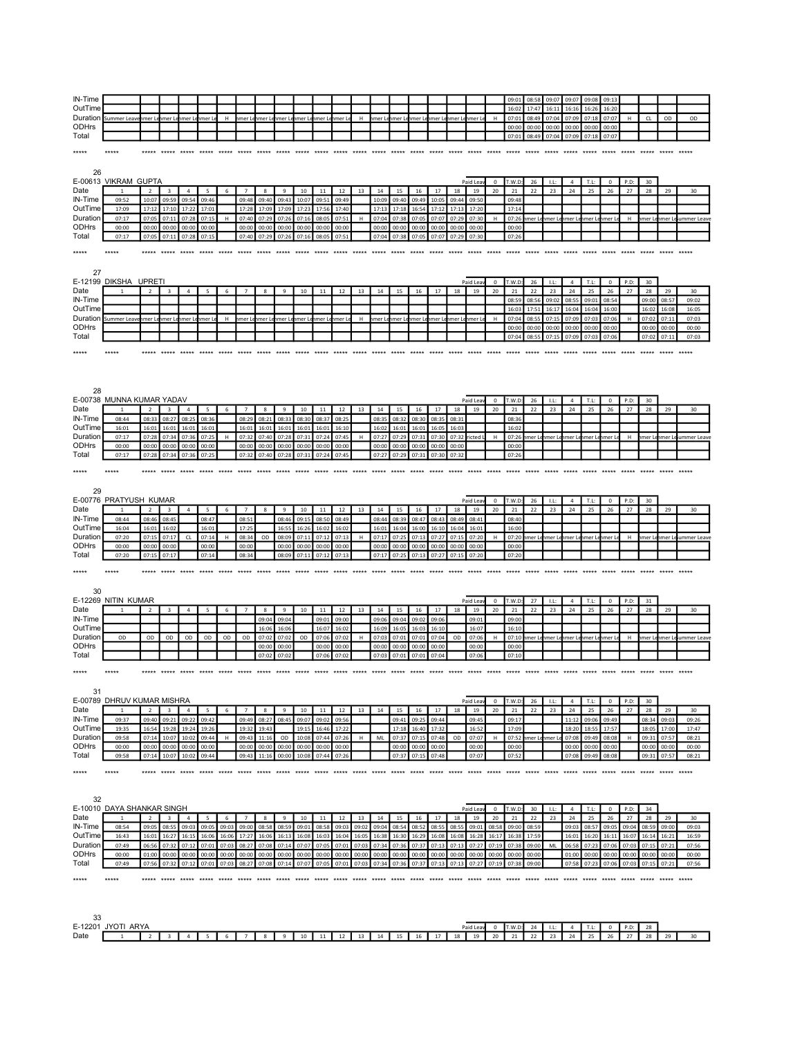| IN-Time | | | | | | | | | | | | | | | | | | | | | 09:01 | 08:58 | 09:07 | 09:07 | 09:08 | 09:13 | | | | |
|---|---|---|---|---|---|---|---|---|---|---|---|---|---|---|---|---|---|---|---|---|---|---|---|---|---|---|---|---|---|---|
| OutTime | | | | | | | | | | | | | | | | | | | | | 16:02 | 17:47 | 16:11 | 16:16 | 16:26 | 16:20 | | | | |
| Duration | Summer Leave | mmer Le | mmer Le | mmer Le | mmer Le | H | mmer Le | mmer Le | mmer Le | mmer Le | mmer Le | mmer Le | H | mmer Le | mmer Le | mmer Le | mmer Le | mmer Le | mmer Le | H | 07:01 | 08:49 | 07:04 | 07:09 | 07:18 | 07:07 | H | CL | OD | OD |
| ODHrs | | | | | | | | | | | | | | | | | | | | | 00:00 | 00:00 | 00:00 | 00:00 | 00:00 | 00:00 | | | | |
| Total | | | | | | | | | | | | | | | | | | | | | 07:01 | 08:49 | 07:04 | 07:09 | 07:18 | 07:07 | | | | |

***** ***** ***** ***** ***** ***** ***** ***** ***** ***** ***** ***** ***** ***** ***** ***** ***** ***** ***** ***** ***** ***** ***** ***** ***** ***** ***** ***** ***** ***** *****

26

| E-00613 VIKRAM GUPTA | | | | | | | | | | | | | | | | | | | Paid Leav | 0 | T.W.D: | 26 | I.L: | 4 | T.L: | 0 | P.D: | 30 | | |
|---|---|---|---|---|---|---|---|---|---|---|---|---|---|---|---|---|---|---|---|---|---|---|---|---|---|---|---|---|---|---|
| Date | 1 | 2 | 3 | 4 | 5 | 6 | 7 | 8 | 9 | 10 | 11 | 12 | 13 | 14 | 15 | 16 | 17 | 18 | 19 | 20 | 21 | 22 | 23 | 24 | 25 | 26 | 27 | 28 | 29 | 30 |
| IN-Time | 09:52 | 10:07 | 09:59 | 09:54 | 09:46 | | 09:48 | 09:40 | 09:43 | 10:07 | 09:51 | 09:49 | | 10:09 | 09:40 | 09:49 | 10:05 | 09:44 | 09:50 | | 09:48 | | | | | | | | | |
| OutTime | 17:09 | 17:12 | 17:10 | 17:22 | 17:01 | | 17:28 | 17:09 | 17:09 | 17:23 | 17:56 | 17:40 | | 17:13 | 17:18 | 16:54 | 17:12 | 17:13 | 17:20 | | 17:14 | | | | | | | | | |
| Duration | 07:17 | 07:05 | 07:11 | 07:28 | 07:15 | H | 07:40 | 07:29 | 07:26 | 07:16 | 08:05 | 07:51 | H | 07:04 | 07:38 | 07:05 | 07:07 | 07:29 | 07:30 | H | 07:26 | mmer Le | mmer Le | mmer Le | mmer Le | mmer Le | H | mmer Le | mmer Le | Summer Leave |
| ODHrs | 00:00 | 00:00 | 00:00 | 00:00 | 00:00 | | 00:00 | 00:00 | 00:00 | 00:00 | 00:00 | 00:00 | | 00:00 | 00:00 | 00:00 | 00:00 | 00:00 | 00:00 | | 00:00 | | | | | | | | | |
| Total | 07:17 | 07:05 | 07:11 | 07:28 | 07:15 | | 07:40 | 07:29 | 07:26 | 07:16 | 08:05 | 07:51 | | 07:04 | 07:38 | 07:05 | 07:07 | 07:29 | 07:30 | | 07:26 | | | | | | | | | |

***** ***** ***** ***** ***** ***** ***** ***** ***** ***** ***** ***** ***** ***** ***** ***** ***** ***** ***** ***** ***** ***** ***** ***** ***** ***** ***** ***** ***** ***** *****

27

| E-12199 DIKSHA UPRETI | | | | | | | | | | | | | | | | | | | Paid Leav | 0 | T.W.D: | 26 | I.L: | 4 | T.L: | 0 | P.D: | 30 | | |
|---|---|---|---|---|---|---|---|---|---|---|---|---|---|---|---|---|---|---|---|---|---|---|---|---|---|---|---|---|---|---|
| Date | 1 | 2 | 3 | 4 | 5 | 6 | 7 | 8 | 9 | 10 | 11 | 12 | 13 | 14 | 15 | 16 | 17 | 18 | 19 | 20 | 21 | 22 | 23 | 24 | 25 | 26 | 27 | 28 | 29 | 30 |
| IN-Time | | | | | | | | | | | | | | | | | | | | | 08:59 | 08:56 | 09:02 | 08:55 | 09:01 | 08:54 | | 09:00 | 08:57 | 09:02 |
| OutTime | | | | | | | | | | | | | | | | | | | | | 16:03 | 17:51 | 16:17 | 16:04 | 16:04 | 16:00 | | 16:02 | 16:08 | 16:05 |
| Duration | Summer Leave | mmer Le | mmer Le | mmer Le | mmer Le | H | mmer Le | mmer Le | mmer Le | mmer Le | mmer Le | mmer Le | H | mmer Le | mmer Le | mmer Le | mmer Le | mmer Le | mmer Le | H | 07:04 | 08:55 | 07:15 | 07:09 | 07:03 | 07:06 | H | 07:02 | 07:11 | 07:03 |
| ODHrs | | | | | | | | | | | | | | | | | | | | | 00:00 | 00:00 | 00:00 | 00:00 | 00:00 | 00:00 | | 00:00 | 00:00 | 00:00 |
| Total | | | | | | | | | | | | | | | | | | | | | 07:04 | 08:55 | 07:15 | 07:09 | 07:03 | 07:06 | | 07:02 | 07:11 | 07:03 |

***** ***** ***** ***** ***** ***** ***** ***** ***** ***** ***** ***** ***** ***** ***** ***** ***** ***** ***** ***** ***** ***** ***** ***** ***** ***** ***** ***** ***** ***** *****

28

| E-00738 MUNNA KUMAR YADAV | | | | | | | | | | | | | | | | | | | Paid Leav | 0 | T.W.D: | 26 | I.L: | 4 | T.L: | 0 | P.D: | 30 | | |
|---|---|---|---|---|---|---|---|---|---|---|---|---|---|---|---|---|---|---|---|---|---|---|---|---|---|---|---|---|---|---|
| Date | 1 | 2 | 3 | 4 | 5 | 6 | 7 | 8 | 9 | 10 | 11 | 12 | 13 | 14 | 15 | 16 | 17 | 18 | 19 | 20 | 21 | 22 | 23 | 24 | 25 | 26 | 27 | 28 | 29 | 30 |
| IN-Time | 08:44 | 08:33 | 08:27 | 08:25 | 08:36 | | 08:29 | 08:21 | 08:33 | 08:30 | 08:37 | 08:25 | | 08:35 | 08:32 | 08:30 | 08:35 | 08:31 | | | 08:36 | | | | | | | | | |
| OutTime | 16:01 | 16:01 | 16:01 | 16:01 | 16:01 | | 16:01 | 16:01 | 16:01 | 16:01 | 16:01 | 16:10 | | 16:02 | 16:01 | 16:00 | 16:05 | 16:03 | | | 16:02 | | | | | | | | | |
| Duration | 07:17 | 07:28 | 07:34 | 07:36 | 07:25 | H | 07:32 | 07:40 | 07:28 | 07:31 | 07:24 | 07:45 | H | 07:27 | 07:29 | 07:31 | 07:30 | 07:32 | ricted L | H | 07:26 | mmer Le | mmer Le | mmer Le | mmer Le | mmer Le | H | mmer Le | mmer Le | Summer Leave |
| ODHrs | 00:00 | 00:00 | 00:00 | 00:00 | 00:00 | | 00:00 | 00:00 | 00:00 | 00:00 | 00:00 | 00:00 | | 00:00 | 00:00 | 00:00 | 00:00 | 00:00 | | | 00:00 | | | | | | | | | |
| Total | 07:17 | 07:28 | 07:34 | 07:36 | 07:25 | | 07:32 | 07:40 | 07:28 | 07:31 | 07:24 | 07:45 | | 07:27 | 07:29 | 07:31 | 07:30 | 07:32 | | | 07:26 | | | | | | | | | |

***** ***** ***** ***** ***** ***** ***** ***** ***** ***** ***** ***** ***** ***** ***** ***** ***** ***** ***** ***** ***** ***** ***** ***** ***** ***** ***** ***** ***** ***** *****

29

| E-00776 PRATYUSH KUMAR | | | | | | | | | | | | | | | | | | | Paid Leav | 0 | T.W.D: | 26 | I.L: | 4 | T.L: | 0 | P.D: | 30 | | |
|---|---|---|---|---|---|---|---|---|---|---|---|---|---|---|---|---|---|---|---|---|---|---|---|---|---|---|---|---|---|---|
| Date | 1 | 2 | 3 | 4 | 5 | 6 | 7 | 8 | 9 | 10 | 11 | 12 | 13 | 14 | 15 | 16 | 17 | 18 | 19 | 20 | 21 | 22 | 23 | 24 | 25 | 26 | 27 | 28 | 29 | 30 |
| IN-Time | 08:44 | 08:46 | 08:45 | | 08:47 | | 08:51 | | 08:46 | 09:15 | 08:50 | 08:49 | | 08:44 | 08:39 | 08:47 | 08:43 | 08:49 | 08:41 | | 08:40 | | | | | | | | | |
| OutTime | 16:04 | 16:01 | 16:02 | | 16:01 | | 17:25 | | 16:55 | 16:26 | 16:02 | 16:02 | | 16:01 | 16:04 | 16:00 | 16:10 | 16:04 | 16:01 | | 16:00 | | | | | | | | | |
| Duration | 07:20 | 07:15 | 07:17 | CL | 07:14 | H | 08:34 | OD | 08:09 | 07:11 | 07:12 | 07:13 | H | 07:17 | 07:25 | 07:13 | 07:27 | 07:15 | 07:20 | H | 07:20 | mmer Le | mmer Le | mmer Le | mmer Le | mmer Le | H | mmer Le | mmer Le | Summer Leave |
| ODHrs | 00:00 | 00:00 | 00:00 | | 00:00 | | 00:00 | | 00:00 | 00:00 | 00:00 | 00:00 | | 00:00 | 00:00 | 00:00 | 00:00 | 00:00 | 00:00 | | 00:00 | | | | | | | | | |
| Total | 07:20 | 07:15 | 07:17 | | 07:14 | | 08:34 | | 08:09 | 07:11 | 07:12 | 07:13 | | 07:17 | 07:25 | 07:13 | 07:27 | 07:15 | 07:20 | | 07:20 | | | | | | | | | |

***** ***** ***** ***** ***** ***** ***** ***** ***** ***** ***** ***** ***** ***** ***** ***** ***** ***** ***** ***** ***** ***** ***** ***** ***** ***** ***** ***** ***** ***** *****

30

| E-12269 NITIN KUMAR | | | | | | | | | | | | | | | | | | | Paid Leav | 0 | T.W.D: | 27 | I.L: | 4 | T.L: | 0 | P.D: | 31 | | |
|---|---|---|---|---|---|---|---|---|---|---|---|---|---|---|---|---|---|---|---|---|---|---|---|---|---|---|---|---|---|---|
| Date | 1 | 2 | 3 | 4 | 5 | 6 | 7 | 8 | 9 | 10 | 11 | 12 | 13 | 14 | 15 | 16 | 17 | 18 | 19 | 20 | 21 | 22 | 23 | 24 | 25 | 26 | 27 | 28 | 29 | 30 |
| IN-Time | | | | | | | | 09:04 | 09:04 | | 09:01 | 09:00 | | 09:06 | 09:04 | 09:02 | 09:06 | | 09:01 | | 09:00 | | | | | | | | | |
| OutTime | | | | | | | | 16:06 | 16:06 | | 16:07 | 16:02 | | 16:09 | 16:05 | 16:03 | 16:10 | | 16:07 | | 16:10 | | | | | | | | | |
| Duration | OD | OD | OD | OD | OD | OD | OD | 07:02 | 07:02 | OD | 07:06 | 07:02 | H | 07:03 | 07:01 | 07:01 | 07:04 | OD | 07:06 | H | 07:10 | mmer Le | mmer Le | mmer Le | mmer Le | mmer Le | H | mmer Le | mmer Le | Summer Leave |
| ODHrs | | | | | | | | 00:00 | 00:00 | | 00:00 | 00:00 | | 00:00 | 00:00 | 00:00 | 00:00 | | 00:00 | | 00:00 | | | | | | | | | |
| Total | | | | | | | | 07:02 | 07:02 | | 07:06 | 07:02 | | 07:03 | 07:01 | 07:01 | 07:04 | | 07:06 | | 07:10 | | | | | | | | | |

***** ***** ***** ***** ***** ***** ***** ***** ***** ***** ***** ***** ***** ***** ***** ***** ***** ***** ***** ***** ***** ***** ***** ***** ***** ***** ***** ***** ***** ***** *****

31

| E-00789 DHRUV KUMAR MISHRA | | | | | | | | | | | | | | | | | | | Paid Leav | 0 | T.W.D: | 26 | I.L: | 4 | T.L: | 0 | P.D: | 30 | | |
|---|---|---|---|---|---|---|---|---|---|---|---|---|---|---|---|---|---|---|---|---|---|---|---|---|---|---|---|---|---|---|
| Date | 1 | 2 | 3 | 4 | 5 | 6 | 7 | 8 | 9 | 10 | 11 | 12 | 13 | 14 | 15 | 16 | 17 | 18 | 19 | 20 | 21 | 22 | 23 | 24 | 25 | 26 | 27 | 28 | 29 | 30 |
| IN-Time | 09:37 | 09:40 | 09:21 | 09:22 | 09:42 | | 09:49 | 08:27 | 08:45 | 09:07 | 09:02 | 09:56 | | | 09:41 | 09:25 | 09:44 | | 09:45 | | 09:17 | | | 11:12 | 09:06 | 09:49 | | 08:34 | 09:03 | 09:26 |
| OutTime | 19:35 | 16:54 | 19:28 | 19:24 | 19:26 | | 19:32 | 19:43 | | 19:15 | 16:46 | 17:22 | | | 17:18 | 16:40 | 17:32 | | 16:52 | | 17:09 | | | 18:20 | 18:55 | 17:57 | | 18:05 | 17:00 | 17:47 |
| Duration | 09:58 | 07:14 | 10:07 | 10:02 | 09:44 | H | 09:43 | 11:16 | OD | 10:08 | 07:44 | 07:26 | H | ML | 07:37 | 07:15 | 07:48 | OD | 07:07 | H | 07:52 | mmer Le | mmer Le | 07:08 | 09:49 | 08:08 | H | 09:31 | 07:57 | 08:21 |
| ODHrs | 00:00 | 00:00 | 00:00 | 00:00 | 00:00 | | 00:00 | 00:00 | 00:00 | 00:00 | 00:00 | 00:00 | | | 00:00 | 00:00 | 00:00 | | 00:00 | | 00:00 | | | 00:00 | 00:00 | 00:00 | | 00:00 | 00:00 | 00:00 |
| Total | 09:58 | 07:14 | 10:07 | 10:02 | 09:44 | | 09:43 | 11:16 | 00:00 | 10:08 | 07:44 | 07:26 | | | 07:37 | 07:15 | 07:48 | | 07:07 | | 07:52 | | | 07:08 | 09:49 | 08:08 | | 09:31 | 07:57 | 08:21 |

***** ***** ***** ***** ***** ***** ***** ***** ***** ***** ***** ***** ***** ***** ***** ***** ***** ***** ***** ***** ***** ***** ***** ***** ***** ***** ***** ***** ***** ***** *****

32

| E-10010 DAYA SHANKAR SINGH | | | | | | | | | | | | | | | | | | | Paid Leav | 0 | T.W.D: | 30 | I.L: | 4 | T.L: | 0 | P.D: | 34 | | |
|---|---|---|---|---|---|---|---|---|---|---|---|---|---|---|---|---|---|---|---|---|---|---|---|---|---|---|---|---|---|---|
| Date | 1 | 2 | 3 | 4 | 5 | 6 | 7 | 8 | 9 | 10 | 11 | 12 | 13 | 14 | 15 | 16 | 17 | 18 | 19 | 20 | 21 | 22 | 23 | 24 | 25 | 26 | 27 | 28 | 29 | 30 |
| IN-Time | 08:54 | 09:05 | 08:55 | 09:03 | 09:05 | 09:03 | 09:00 | 08:58 | 08:59 | 09:01 | 08:58 | 09:03 | 09:02 | 09:04 | 08:54 | 08:52 | 08:55 | 08:55 | 09:01 | 08:58 | 09:00 | 08:59 | | 09:03 | 08:57 | 09:05 | 09:04 | 08:59 | 09:00 | 09:03 |
| OutTime | 16:43 | 16:01 | 16:27 | 16:15 | 16:06 | 16:06 | 17:27 | 16:06 | 16:13 | 16:08 | 16:03 | 16:04 | 16:05 | 16:38 | 16:30 | 16:29 | 16:08 | 16:08 | 16:28 | 16:17 | 16:38 | 17:59 | | 16:01 | 16:20 | 16:11 | 16:07 | 16:14 | 16:21 | 16:59 |
| Duration | 07:49 | 06:56 | 07:32 | 07:12 | 07:01 | 07:03 | 08:27 | 07:08 | 07:14 | 07:07 | 07:05 | 07:01 | 07:03 | 07:34 | 07:36 | 07:37 | 07:13 | 07:13 | 07:27 | 07:19 | 07:38 | 09:00 | ML | 06:58 | 07:23 | 07:06 | 07:03 | 07:15 | 07:21 | 07:56 |
| ODHrs | 00:00 | 01:00 | 00:00 | 00:00 | 00:00 | 00:00 | 00:00 | 00:00 | 00:00 | 00:00 | 00:00 | 00:00 | 00:00 | 00:00 | 00:00 | 00:00 | 00:00 | 00:00 | 00:00 | 00:00 | 00:00 | 00:00 | | 01:00 | 00:00 | 00:00 | 00:00 | 00:00 | 00:00 | 00:00 |
| Total | 07:49 | 07:56 | 07:32 | 07:12 | 07:01 | 07:03 | 08:27 | 07:08 | 07:14 | 07:07 | 07:05 | 07:01 | 07:03 | 07:34 | 07:36 | 07:37 | 07:13 | 07:13 | 07:27 | 07:19 | 07:38 | 09:00 | | 07:58 | 07:23 | 07:06 | 07:03 | 07:15 | 07:21 | 07:56 |

***** ***** ***** ***** ***** ***** ***** ***** ***** ***** ***** ***** ***** ***** ***** ***** ***** ***** ***** ***** ***** ***** ***** ***** ***** ***** ***** ***** ***** ***** *****

33

| E-12201 JYOTI ARYA | | | | | | | | | | | | | | | | | | | Paid Leav | 0 | T.W.D: | 24 | I.L: | 4 | T.L: | 0 | P.D: | 28 | | |
|---|---|---|---|---|---|---|---|---|---|---|---|---|---|---|---|---|---|---|---|---|---|---|---|---|---|---|---|---|---|---|
| Date | 1 | 2 | 3 | 4 | 5 | 6 | 7 | 8 | 9 | 10 | 11 | 12 | 13 | 14 | 15 | 16 | 17 | 18 | 19 | 20 | 21 | 22 | 23 | 24 | 25 | 26 | 27 | 28 | 29 | 30 |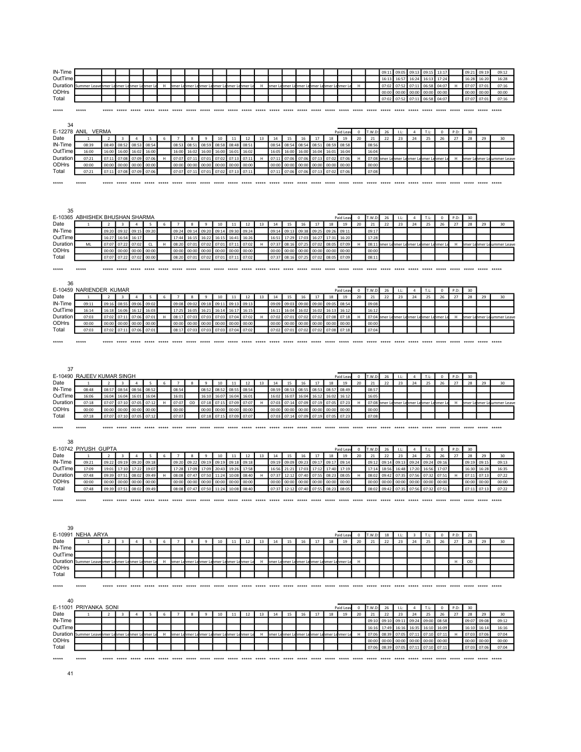| | 1 | 2 | 3 | 4 | 5 | 6 | 7 | 8 | 9 | 10 | 11 | 12 | 13 | 14 | 15 | 16 | 17 | 18 | 19 | 20 | 21 | 22 | 23 | 24 | 25 | 26 | 27 | 28 | 29 | 30 |
|---|---|---|---|---|---|---|---|---|---|---|---|---|---|---|---|---|---|---|---|---|---|---|---|---|---|---|---|---|---|---|
| IN-Time | | | | | | | | | | | | | | | | | | | | | 09:11 | 09:05 | 09:13 | 09:15 | 13:17 | | | 09:21 | 09:19 | 09:12 |
| OutTime | | | | | | | | | | | | | | | | | | | | | 16:13 | 16:57 | 16:24 | 16:13 | 17:24 | | | 16:28 | 16:20 | 16:28 |
| Duration | Summer Leave | mer Le | mer Le | mer Le | mer Le | H | mer Le | mer Le | mer Le | mer Le | mer Le | mer Le | H | mer Le | mer Le | mer Le | mer Le | mer Le | mer Le | H | 07:02 | 07:52 | 07:11 | 06:58 | 04:07 | | H | 07:07 | 07:01 | 07:16 |
| ODHrs | | | | | | | | | | | | | | | | | | | | | 00:00 | 00:00 | 00:00 | 00:00 | 00:00 | | | 00:00 | 00:00 | 00:00 |
| Total | | | | | | | | | | | | | | | | | | | | | 07:02 | 07:52 | 07:11 | 06:58 | 04:07 | | | 07:07 | 07:01 | 07:16 |
| ***** | ***** | ***** | ***** | ***** | ***** | ***** | ***** | ***** | ***** | ***** | ***** | ***** | ***** | ***** | ***** | ***** | ***** | ***** | ***** | ***** | ***** | ***** | ***** | ***** | ***** | ***** | ***** | ***** | ***** | ***** |

34

E-12278 ANIL VERMA — Paid Leav: 0 | T.W.D: 26 | I.L: 4 | T.L: 0 | P.D: 30

| Date | 1 | 2 | 3 | 4 | 5 | 6 | 7 | 8 | 9 | 10 | 11 | 12 | 13 | 14 | 15 | 16 | 17 | 18 | 19 | 20 | 21 | 22 | 23 | 24 | 25 | 26 | 27 | 28 | 29 | 30 |
|---|---|---|---|---|---|---|---|---|---|---|---|---|---|---|---|---|---|---|---|---|---|---|---|---|---|---|---|---|---|---|
| IN-Time | 08:39 | 08:49 | 08:52 | 08:53 | 08:54 | | 08:53 | 08:51 | 08:59 | 08:58 | 08:48 | 08:51 | | 08:54 | 08:54 | 08:54 | 08:51 | 08:59 | 08:58 | | 08:56 | | | | | | | | | |
| OutTime | 16:00 | 16:00 | 16:00 | 16:02 | 16:00 | | 16:00 | 16:02 | 16:00 | 16:00 | 16:01 | 16:02 | | 16:05 | 16:00 | 16:00 | 16:04 | 16:01 | 16:04 | | 16:04 | | | | | | | | | |
| Duration | 07:21 | 07:11 | 07:08 | 07:09 | 07:06 | H | 07:07 | 07:11 | 07:01 | 07:02 | 07:13 | 07:11 | H | 07:11 | 07:06 | 07:06 | 07:13 | 07:02 | 07:06 | H | 07:08 | mer Le | mer Le | mer Le | mer Le | mer Le | H | mer Le | mer Le | ummer Leave |
| ODHrs | 00:00 | 00:00 | 00:00 | 00:00 | 00:00 | | 00:00 | 00:00 | 00:00 | 00:00 | 00:00 | 00:00 | | 00:00 | 00:00 | 00:00 | 00:00 | 00:00 | 00:00 | | 00:00 | | | | | | | | | |
| Total | 07:21 | 07:11 | 07:08 | 07:09 | 07:06 | | 07:07 | 07:11 | 07:01 | 07:02 | 07:13 | 07:11 | | 07:11 | 07:06 | 07:06 | 07:13 | 07:02 | 07:06 | | 07:08 | | | | | | | | | |
| ***** | ***** | ***** | ***** | ***** | ***** | ***** | ***** | ***** | ***** | ***** | ***** | ***** | ***** | ***** | ***** | ***** | ***** | ***** | ***** | ***** | ***** | ***** | ***** | ***** | ***** | ***** | ***** | ***** | ***** | ***** |

35

E-10365 ABHISHEK BHUSHAN SHARMA — Paid Leav: 0 | T.W.D: 26 | I.L: 4 | T.L: 0 | P.D: 30

| Date | 1 | 2 | 3 | 4 | 5 | 6 | 7 | 8 | 9 | 10 | 11 | 12 | 13 | 14 | 15 | 16 | 17 | 18 | 19 | 20 | 21 | 22 | 23 | 24 | 25 | 26 | 27 | 28 | 29 | 30 |
|---|---|---|---|---|---|---|---|---|---|---|---|---|---|---|---|---|---|---|---|---|---|---|---|---|---|---|---|---|---|---|
| IN-Time | | 09:20 | 09:32 | 09:15 | 09:20 | | 09:24 | 09:14 | 09:20 | 09:14 | 09:30 | 09:24 | | 09:14 | 09:13 | 09:38 | 09:25 | 09:26 | 09:11 | | 09:17 | | | | | | | | | |
| OutTime | | 16:27 | 16:54 | 16:17 | | | 17:44 | 16:15 | 16:22 | 16:15 | 16:41 | 16:26 | | 16:51 | 17:29 | 17:03 | 16:27 | 17:31 | 16:20 | | 17:28 | | | | | | | | | |
| Duration | ML | 07:07 | 07:22 | 07:02 | CL | H | 08:20 | 07:01 | 07:02 | 07:01 | 07:11 | 07:02 | H | 07:37 | 08:16 | 07:25 | 07:02 | 08:05 | 07:09 | H | 08:11 | mer Le | mer Le | mer Le | mer Le | mer Le | H | mer Le | mer Le | ummer Leave |
| ODHrs | | 00:00 | 00:00 | 00:00 | 00:00 | | 00:00 | 00:00 | 00:00 | 00:00 | 00:00 | 00:00 | | 00:00 | 00:00 | 00:00 | 00:00 | 00:00 | 00:00 | | 00:00 | | | | | | | | | |
| Total | | 07:07 | 07:22 | 07:02 | 00:00 | | 08:20 | 07:01 | 07:02 | 07:01 | 07:11 | 07:02 | | 07:37 | 08:16 | 07:25 | 07:02 | 08:05 | 07:09 | | 08:11 | | | | | | | | | |
| ***** | ***** | ***** | ***** | ***** | ***** | ***** | ***** | ***** | ***** | ***** | ***** | ***** | ***** | ***** | ***** | ***** | ***** | ***** | ***** | ***** | ***** | ***** | ***** | ***** | ***** | ***** | ***** | ***** | ***** | ***** |

36

E-10459 NARIENDER KUMAR — Paid Leav: 0 | T.W.D: 26 | I.L: 4 | T.L: 0 | P.D: 30

| Date | 1 | 2 | 3 | 4 | 5 | 6 | 7 | 8 | 9 | 10 | 11 | 12 | 13 | 14 | 15 | 16 | 17 | 18 | 19 | 20 | 21 | 22 | 23 | 24 | 25 | 26 | 27 | 28 | 29 | 30 |
|---|---|---|---|---|---|---|---|---|---|---|---|---|---|---|---|---|---|---|---|---|---|---|---|---|---|---|---|---|---|---|
| IN-Time | 09:11 | 09:16 | 08:55 | 09:06 | 09:02 | | 09:08 | 09:02 | 09:18 | 09:11 | 09:13 | 09:13 | | 09:09 | 09:03 | 09:00 | 09:00 | 09:05 | 08:54 | | 09:08 | | | | | | | | | |
| OutTime | 16:14 | 16:18 | 16:06 | 16:12 | 16:03 | | 17:25 | 16:05 | 16:21 | 16:14 | 16:17 | 16:15 | | 16:11 | 16:04 | 16:02 | 16:02 | 16:13 | 16:12 | | 16:12 | | | | | | | | | |
| Duration | 07:03 | 07:02 | 07:11 | 07:06 | 07:01 | H | 08:17 | 07:03 | 07:03 | 07:03 | 07:04 | 07:02 | H | 07:02 | 07:01 | 07:02 | 07:02 | 07:08 | 07:18 | H | 07:04 | mer Le | mer Le | mer Le | mer Le | mer Le | H | mer Le | mer Le | ummer Leave |
| ODHrs | 00:00 | 00:00 | 00:00 | 00:00 | 00:00 | | 00:00 | 00:00 | 00:00 | 00:00 | 00:00 | 00:00 | | 00:00 | 00:00 | 00:00 | 00:00 | 00:00 | 00:00 | | 00:00 | | | | | | | | | |
| Total | 07:03 | 07:02 | 07:11 | 07:06 | 07:01 | | 08:17 | 07:03 | 07:03 | 07:03 | 07:04 | 07:02 | | 07:02 | 07:01 | 07:02 | 07:02 | 07:08 | 07:18 | | 07:04 | | | | | | | | | |
| ***** | ***** | ***** | ***** | ***** | ***** | ***** | ***** | ***** | ***** | ***** | ***** | ***** | ***** | ***** | ***** | ***** | ***** | ***** | ***** | ***** | ***** | ***** | ***** | ***** | ***** | ***** | ***** | ***** | ***** | ***** |

37

E-10490 RAJEEV KUMAR SINGH — Paid Leav: 0 | T.W.D: 26 | I.L: 4 | T.L: 0 | P.D: 30

| Date | 1 | 2 | 3 | 4 | 5 | 6 | 7 | 8 | 9 | 10 | 11 | 12 | 13 | 14 | 15 | 16 | 17 | 18 | 19 | 20 | 21 | 22 | 23 | 24 | 25 | 26 | 27 | 28 | 29 | 30 |
|---|---|---|---|---|---|---|---|---|---|---|---|---|---|---|---|---|---|---|---|---|---|---|---|---|---|---|---|---|---|---|
| IN-Time | 08:48 | 08:57 | 08:54 | 08:56 | 08:52 | | 08:54 | | 08:52 | 08:52 | 08:55 | 08:54 | | 08:59 | 08:53 | 08:55 | 08:53 | 08:57 | 08:49 | | 08:57 | | | | | | | | | |
| OutTime | 16:06 | 16:04 | 16:04 | 16:01 | 16:04 | | 16:01 | | 16:10 | 16:07 | 16:04 | 16:01 | | 16:02 | 16:07 | 16:04 | 16:12 | 16:02 | 16:12 | | 16:05 | | | | | | | | | |
| Duration | 07:18 | 07:07 | 07:10 | 07:05 | 07:12 | H | 07:07 | OD | 07:18 | 07:15 | 07:09 | 07:07 | H | 07:03 | 07:14 | 07:09 | 07:19 | 07:05 | 07:23 | H | 07:08 | mer Le | mer Le | mer Le | mer Le | mer Le | H | mer Le | mer Le | ummer Leave |
| ODHrs | 00:00 | 00:00 | 00:00 | 00:00 | 00:00 | | 00:00 | | 00:00 | 00:00 | 00:00 | 00:00 | | 00:00 | 00:00 | 00:00 | 00:00 | 00:00 | 00:00 | | 00:00 | | | | | | | | | |
| Total | 07:18 | 07:07 | 07:10 | 07:05 | 07:12 | | 07:07 | | 07:18 | 07:15 | 07:09 | 07:07 | | 07:03 | 07:14 | 07:09 | 07:19 | 07:05 | 07:23 | | 07:08 | | | | | | | | | |
| ***** | ***** | ***** | ***** | ***** | ***** | ***** | ***** | ***** | ***** | ***** | ***** | ***** | ***** | ***** | ***** | ***** | ***** | ***** | ***** | ***** | ***** | ***** | ***** | ***** | ***** | ***** | ***** | ***** | ***** | ***** |

38

E-10742 PIYUSH GUPTA — Paid Leav: 0 | T.W.D: 26 | I.L: 4 | T.L: 0 | P.D: 30

| Date | 1 | 2 | 3 | 4 | 5 | 6 | 7 | 8 | 9 | 10 | 11 | 12 | 13 | 14 | 15 | 16 | 17 | 18 | 19 | 20 | 21 | 22 | 23 | 24 | 25 | 26 | 27 | 28 | 29 | 30 |
|---|---|---|---|---|---|---|---|---|---|---|---|---|---|---|---|---|---|---|---|---|---|---|---|---|---|---|---|---|---|---|
| IN-Time | 09:21 | 09:22 | 09:19 | 09:20 | 09:18 | | 09:20 | 09:22 | 09:19 | 09:19 | 09:18 | 09:18 | | 09:19 | 09:09 | 09:23 | 09:17 | 09:17 | 09:14 | | 09:12 | 09:14 | 09:13 | 09:24 | 09:24 | 09:16 | | 09:19 | 09:15 | 09:13 |
| OutTime | 17:09 | 19:01 | 17:10 | 17:22 | 19:07 | | 17:28 | 17:09 | 17:09 | 20:43 | 19:26 | 17:58 | | 16:56 | 21:21 | 17:03 | 17:12 | 17:40 | 17:19 | | 17:14 | 18:56 | 16:48 | 17:20 | 16:56 | 17:07 | | 16:30 | 16:28 | 16:35 |
| Duration | 07:48 | 09:39 | 07:51 | 08:02 | 09:49 | H | 08:08 | 07:47 | 07:50 | 11:24 | 10:08 | 08:40 | H | 07:37 | 12:12 | 07:40 | 07:55 | 08:23 | 08:05 | H | 08:02 | 09:42 | 07:35 | 07:56 | 07:32 | 07:51 | H | 07:11 | 07:13 | 07:22 |
| ODHrs | 00:00 | 00:00 | 00:00 | 00:00 | 00:00 | | 00:00 | 00:00 | 00:00 | 00:00 | 00:00 | 00:00 | | 00:00 | 00:00 | 00:00 | 00:00 | 00:00 | 00:00 | | 00:00 | 00:00 | 00:00 | 00:00 | 00:00 | 00:00 | | 00:00 | 00:00 | 00:00 |
| Total | 07:48 | 09:39 | 07:51 | 08:02 | 09:49 | | 08:08 | 07:47 | 07:50 | 11:24 | 10:08 | 08:40 | | 07:37 | 12:12 | 07:40 | 07:55 | 08:23 | 08:05 | | 08:02 | 09:42 | 07:35 | 07:56 | 07:32 | 07:51 | | 07:11 | 07:13 | 07:22 |
| ***** | ***** | ***** | ***** | ***** | ***** | ***** | ***** | ***** | ***** | ***** | ***** | ***** | ***** | ***** | ***** | ***** | ***** | ***** | ***** | ***** | ***** | ***** | ***** | ***** | ***** | ***** | ***** | ***** | ***** | ***** |

39

E-10991 NEHA ARYA — Paid Leav: 0 | T.W.D: 18 | I.L: 3 | T.L: 0 | P.D: 21

| Date | 1 | 2 | 3 | 4 | 5 | 6 | 7 | 8 | 9 | 10 | 11 | 12 | 13 | 14 | 15 | 16 | 17 | 18 | 19 | 20 | 21 | 22 | 23 | 24 | 25 | 26 | 27 | 28 | 29 | 30 |
|---|---|---|---|---|---|---|---|---|---|---|---|---|---|---|---|---|---|---|---|---|---|---|---|---|---|---|---|---|---|---|
| IN-Time | | | | | | | | | | | | | | | | | | | | | | | | | | | | | | |
| OutTime | | | | | | | | | | | | | | | | | | | | | | | | | | | | | | |
| Duration | Summer Leave | mer Le | mer Le | mer Le | mer Le | H | mer Le | mer Le | mer Le | mer Le | mer Le | mer Le | H | mer Le | mer Le | mer Le | mer Le | mer Le | mer Le | H | | | | | | | H | OD | | |
| ODHrs | | | | | | | | | | | | | | | | | | | | | | | | | | | | | | |
| Total | | | | | | | | | | | | | | | | | | | | | | | | | | | | | | |
| ***** | ***** | ***** | ***** | ***** | ***** | ***** | ***** | ***** | ***** | ***** | ***** | ***** | ***** | ***** | ***** | ***** | ***** | ***** | ***** | ***** | ***** | ***** | ***** | ***** | ***** | ***** | ***** | ***** | ***** | ***** |

40

E-11001 PRIYANKA SONI — Paid Leav: 0 | T.W.D: 26 | I.L: 4 | T.L: 0 | P.D: 30

| Date | 1 | 2 | 3 | 4 | 5 | 6 | 7 | 8 | 9 | 10 | 11 | 12 | 13 | 14 | 15 | 16 | 17 | 18 | 19 | 20 | 21 | 22 | 23 | 24 | 25 | 26 | 27 | 28 | 29 | 30 |
|---|---|---|---|---|---|---|---|---|---|---|---|---|---|---|---|---|---|---|---|---|---|---|---|---|---|---|---|---|---|---|
| IN-Time | | | | | | | | | | | | | | | | | | | | | 09:10 | 09:10 | 09:11 | 09:24 | 09:00 | 08:58 | | 09:07 | 09:08 | 09:12 |
| OutTime | | | | | | | | | | | | | | | | | | | | | 16:16 | 17:49 | 16:16 | 16:35 | 16:10 | 16:09 | | 16:10 | 16:14 | 16:16 |
| Duration | Summer Leave | mer Le | mer Le | mer Le | mer Le | H | mer Le | mer Le | mer Le | mer Le | mer Le | mer Le | H | mer Le | mer Le | mer Le | mer Le | mer Le | mer Le | H | 07:06 | 08:39 | 07:05 | 07:11 | 07:10 | 07:11 | H | 07:03 | 07:06 | 07:04 |
| ODHrs | | | | | | | | | | | | | | | | | | | | | 00:00 | 00:00 | 00:00 | 00:00 | 00:00 | 00:00 | | 00:00 | 00:00 | 00:00 |
| Total | | | | | | | | | | | | | | | | | | | | | 07:06 | 08:39 | 07:05 | 07:11 | 07:10 | 07:11 | | 07:03 | 07:06 | 07:04 |
| ***** | ***** | ***** | ***** | ***** | ***** | ***** | ***** | ***** | ***** | ***** | ***** | ***** | ***** | ***** | ***** | ***** | ***** | ***** | ***** | ***** | ***** | ***** | ***** | ***** | ***** | ***** | ***** | ***** | ***** | ***** |

41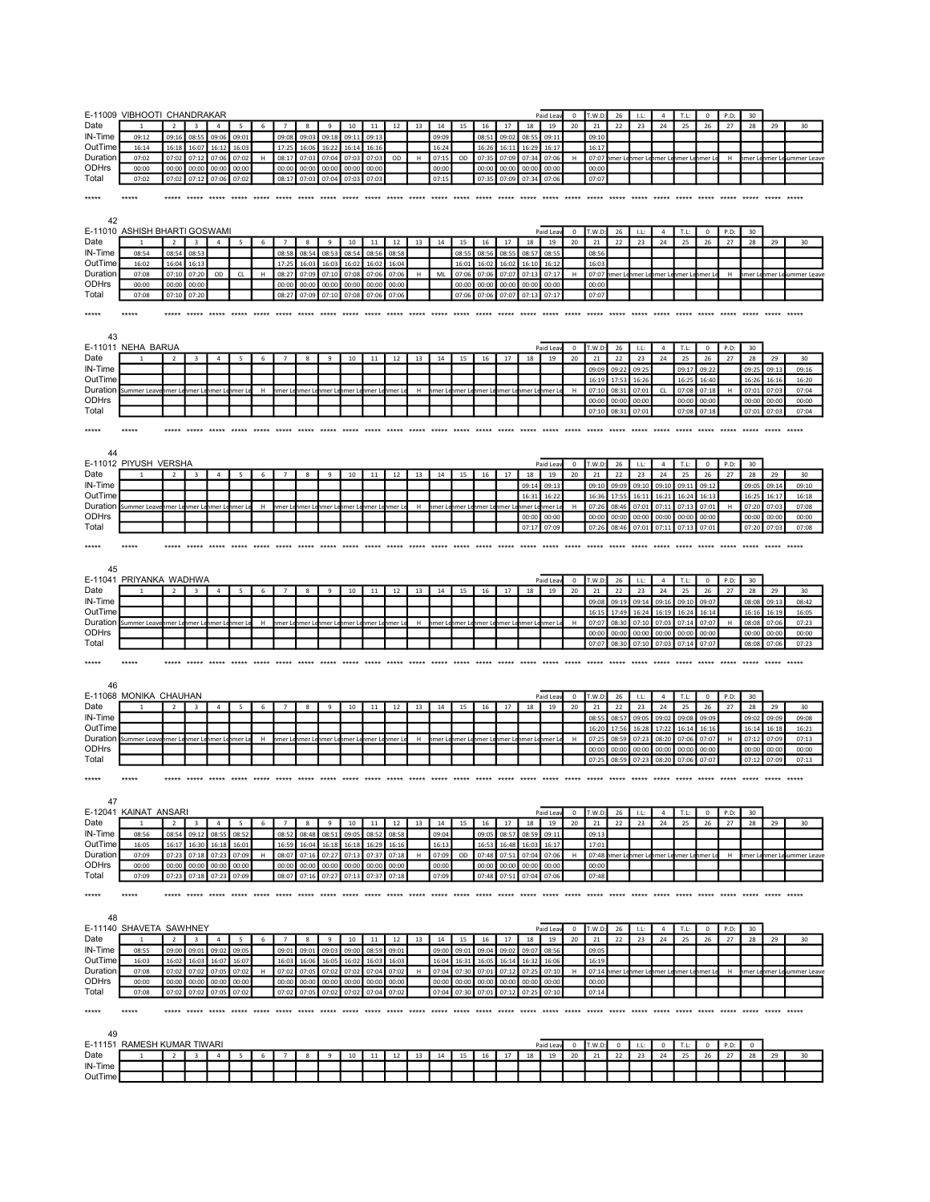**E-11009 VIBHOOTI CHANDRAKAR** — Paid Leav: 0 | T.W.D: 26 | I.L: 4 | T.L: 0 | P.D: 30

| Date | 1 | 2 | 3 | 4 | 5 | 6 | 7 | 8 | 9 | 10 | 11 | 12 | 13 | 14 | 15 | 16 | 17 | 18 | 19 | 20 | 21 | 22 | 23 | 24 | 25 | 26 | 27 | 28 | 29 | 30 |
|---|---|---|---|---|---|---|---|---|---|---|---|---|---|---|---|---|---|---|---|---|---|---|---|---|---|---|---|---|---|---|
| IN-Time | 09:12 | 09:16 | 08:55 | 09:06 | 09:01 | | 09:08 | 09:03 | 09:18 | 09:11 | 09:13 | | | 09:09 | | 08:51 | 09:02 | 08:55 | 09:11 | | 09:10 | | | | | | | | | |
| OutTime | 16:14 | 16:18 | 16:07 | 16:12 | 16:03 | | 17:25 | 16:06 | 16:22 | 16:14 | 16:16 | | | 16:24 | | 16:26 | 16:11 | 16:29 | 16:17 | | 16:17 | | | | | | | | | |
| Duration | 07:02 | 07:02 | 07:12 | 07:06 | 07:02 | H | 08:17 | 07:03 | 07:04 | 07:03 | 07:03 | OD | H | 07:15 | OD | 07:35 | 07:09 | 07:34 | 07:06 | H | 07:07 | mmer Le | mmer Le | mmer Le | mmer Le | mmer Le | H | mmer Le | mmer Le | ummer Leave |
| ODHrs | 00:00 | 00:00 | 00:00 | 00:00 | 00:00 | | 00:00 | 00:00 | 00:00 | 00:00 | 00:00 | | | 00:00 | | 00:00 | 00:00 | 00:00 | 00:00 | | 00:00 | | | | | | | | | |
| Total | 07:02 | 07:02 | 07:12 | 07:06 | 07:02 | | 08:17 | 07:03 | 07:04 | 07:03 | 07:03 | | | 07:15 | | 07:35 | 07:09 | 07:34 | 07:06 | | 07:07 | | | | | | | | | |

***** ***** ***** ***** ***** ***** ***** ***** ***** ***** ***** ***** ***** ***** ***** ***** ***** ***** ***** ***** ***** ***** ***** ***** ***** ***** ***** ***** ***** ***** *****

42

**E-11010 ASHISH BHARTI GOSWAMI** — Paid Leav: 0 | T.W.D: 26 | I.L: 4 | T.L: 0 | P.D: 30

| Date | 1 | 2 | 3 | 4 | 5 | 6 | 7 | 8 | 9 | 10 | 11 | 12 | 13 | 14 | 15 | 16 | 17 | 18 | 19 | 20 | 21 | 22 | 23 | 24 | 25 | 26 | 27 | 28 | 29 | 30 |
|---|---|---|---|---|---|---|---|---|---|---|---|---|---|---|---|---|---|---|---|---|---|---|---|---|---|---|---|---|---|---|
| IN-Time | 08:54 | 08:54 | 08:53 | | | | 08:58 | 08:54 | 08:53 | 08:54 | 08:56 | 08:58 | | | 08:55 | 08:56 | 08:55 | 08:57 | 08:55 | | 08:56 | | | | | | | | | |
| OutTime | 16:02 | 16:04 | 16:13 | | | | 17:25 | 16:03 | 16:03 | 16:02 | 16:02 | 16:04 | | | 16:01 | 16:02 | 16:02 | 16:10 | 16:12 | | 16:03 | | | | | | | | | |
| Duration | 07:08 | 07:10 | 07:20 | OD | CL | H | 08:27 | 07:09 | 07:10 | 07:08 | 07:06 | 07:06 | H | ML | 07:06 | 07:06 | 07:07 | 07:13 | 07:17 | H | 07:07 | mmer Le | mmer Le | mmer Le | mmer Le | mmer Le | H | mmer Le | mmer Le | ummer Leave |
| ODHrs | 00:00 | 00:00 | 00:00 | | | | 00:00 | 00:00 | 00:00 | 00:00 | 00:00 | 00:00 | | | 00:00 | 00:00 | 00:00 | 00:00 | 00:00 | | 00:00 | | | | | | | | | |
| Total | 07:08 | 07:10 | 07:20 | | | | 08:27 | 07:09 | 07:10 | 07:08 | 07:06 | 07:06 | | | 07:06 | 07:06 | 07:07 | 07:13 | 07:17 | | 07:07 | | | | | | | | | |

***** ***** ***** ***** ***** ***** ***** ***** ***** ***** ***** ***** ***** ***** ***** ***** ***** ***** ***** ***** ***** ***** ***** ***** ***** ***** ***** ***** ***** ***** *****

43

**E-11011 NEHA BARUA** — Paid Leav: 0 | T.W.D: 26 | I.L: 4 | T.L: 0 | P.D: 30

| Date | 1 | 2 | 3 | 4 | 5 | 6 | 7 | 8 | 9 | 10 | 11 | 12 | 13 | 14 | 15 | 16 | 17 | 18 | 19 | 20 | 21 | 22 | 23 | 24 | 25 | 26 | 27 | 28 | 29 | 30 |
|---|---|---|---|---|---|---|---|---|---|---|---|---|---|---|---|---|---|---|---|---|---|---|---|---|---|---|---|---|---|---|
| IN-Time | | | | | | | | | | | | | | | | | | | | | 09:09 | 09:22 | 09:25 | | 09:17 | 09:22 | | 09:25 | 09:13 | 09:16 |
| OutTime | | | | | | | | | | | | | | | | | | | | | 16:19 | 17:53 | 16:26 | | 16:25 | 16:40 | | 16:26 | 16:16 | 16:20 |
| Duration | Summer Leave | mmer Le | mmer Le | mmer Le | mmer Le | H | mmer Le | mmer Le | mmer Le | mmer Le | mmer Le | mmer Le | H | mmer Le | mmer Le | mmer Le | mmer Le | mmer Le | mmer Le | H | 07:10 | 08:31 | 07:01 | CL | 07:08 | 07:18 | H | 07:01 | 07:03 | 07:04 |
| ODHrs | | | | | | | | | | | | | | | | | | | | | 00:00 | 00:00 | 00:00 | | 00:00 | 00:00 | | 00:00 | 00:00 | 00:00 |
| Total | | | | | | | | | | | | | | | | | | | | | 07:10 | 08:31 | 07:01 | | 07:08 | 07:18 | | 07:01 | 07:03 | 07:04 |

***** ***** ***** ***** ***** ***** ***** ***** ***** ***** ***** ***** ***** ***** ***** ***** ***** ***** ***** ***** ***** ***** ***** ***** ***** ***** ***** ***** ***** ***** *****

44

**E-11012 PIYUSH VERSHA** — Paid Leav: 0 | T.W.D: 26 | I.L: 4 | T.L: 0 | P.D: 30

| Date | 1 | 2 | 3 | 4 | 5 | 6 | 7 | 8 | 9 | 10 | 11 | 12 | 13 | 14 | 15 | 16 | 17 | 18 | 19 | 20 | 21 | 22 | 23 | 24 | 25 | 26 | 27 | 28 | 29 | 30 |
|---|---|---|---|---|---|---|---|---|---|---|---|---|---|---|---|---|---|---|---|---|---|---|---|---|---|---|---|---|---|---|
| IN-Time | | | | | | | | | | | | | | | | | | 09:14 | 09:13 | | 09:10 | 09:09 | 09:10 | 09:10 | 09:11 | 09:12 | | 09:05 | 09:14 | 09:10 |
| OutTime | | | | | | | | | | | | | | | | | | 16:31 | 16:22 | | 16:36 | 17:55 | 16:11 | 16:21 | 16:24 | 16:13 | | 16:25 | 16:17 | 16:18 |
| Duration | Summer Leave | mmer Le | mmer Le | mmer Le | mmer Le | H | mmer Le | mmer Le | mmer Le | mmer Le | mmer Le | mmer Le | H | mmer Le | mmer Le | mmer Le | mmer Le | 07:17 | 07:09 | H | 07:26 | 08:46 | 07:01 | 07:11 | 07:13 | 07:01 | H | 07:20 | 07:03 | 07:08 |
| ODHrs | | | | | | | | | | | | | | | | | | 00:00 | 00:00 | | 00:00 | 00:00 | 00:00 | 00:00 | 00:00 | 00:00 | | 00:00 | 00:00 | 00:00 |
| Total | | | | | | | | | | | | | | | | | | 07:17 | 07:09 | | 07:26 | 08:46 | 07:01 | 07:11 | 07:13 | 07:01 | | 07:20 | 07:03 | 07:08 |

***** ***** ***** ***** ***** ***** ***** ***** ***** ***** ***** ***** ***** ***** ***** ***** ***** ***** ***** ***** ***** ***** ***** ***** ***** ***** ***** ***** ***** ***** *****

45

**E-11041 PRIYANKA WADHWA** — Paid Leav: 0 | T.W.D: 26 | I.L: 4 | T.L: 0 | P.D: 30

| Date | 1 | 2 | 3 | 4 | 5 | 6 | 7 | 8 | 9 | 10 | 11 | 12 | 13 | 14 | 15 | 16 | 17 | 18 | 19 | 20 | 21 | 22 | 23 | 24 | 25 | 26 | 27 | 28 | 29 | 30 |
|---|---|---|---|---|---|---|---|---|---|---|---|---|---|---|---|---|---|---|---|---|---|---|---|---|---|---|---|---|---|---|
| IN-Time | | | | | | | | | | | | | | | | | | | | | 09:08 | 09:19 | 09:14 | 09:16 | 09:10 | 09:07 | | 08:08 | 09:13 | 08:42 |
| OutTime | | | | | | | | | | | | | | | | | | | | | 16:15 | 17:49 | 16:24 | 16:19 | 16:24 | 16:14 | | 16:16 | 16:19 | 16:05 |
| Duration | Summer Leave | mmer Le | mmer Le | mmer Le | mmer Le | H | mmer Le | mmer Le | mmer Le | mmer Le | mmer Le | mmer Le | H | mmer Le | mmer Le | mmer Le | mmer Le | mmer Le | mmer Le | H | 07:07 | 08:30 | 07:10 | 07:03 | 07:14 | 07:07 | H | 08:08 | 07:06 | 07:23 |
| ODHrs | | | | | | | | | | | | | | | | | | | | | 00:00 | 00:00 | 00:00 | 00:00 | 00:00 | 00:00 | | 00:00 | 00:00 | 00:00 |
| Total | | | | | | | | | | | | | | | | | | | | | 07:07 | 08:30 | 07:10 | 07:03 | 07:14 | 07:07 | | 08:08 | 07:06 | 07:23 |

***** ***** ***** ***** ***** ***** ***** ***** ***** ***** ***** ***** ***** ***** ***** ***** ***** ***** ***** ***** ***** ***** ***** ***** ***** ***** ***** ***** ***** ***** *****

46

**E-11068 MONIKA CHAUHAN** — Paid Leav: 0 | T.W.D: 26 | I.L: 4 | T.L: 0 | P.D: 30

| Date | 1 | 2 | 3 | 4 | 5 | 6 | 7 | 8 | 9 | 10 | 11 | 12 | 13 | 14 | 15 | 16 | 17 | 18 | 19 | 20 | 21 | 22 | 23 | 24 | 25 | 26 | 27 | 28 | 29 | 30 |
|---|---|---|---|---|---|---|---|---|---|---|---|---|---|---|---|---|---|---|---|---|---|---|---|---|---|---|---|---|---|---|
| IN-Time | | | | | | | | | | | | | | | | | | | | | 08:55 | 08:57 | 09:05 | 09:02 | 09:08 | 09:09 | | 09:02 | 09:09 | 09:08 |
| OutTime | | | | | | | | | | | | | | | | | | | | | 16:20 | 17:56 | 16:28 | 17:22 | 16:14 | 16:16 | | 16:14 | 16:18 | 16:21 |
| Duration | Summer Leave | mmer Le | mmer Le | mmer Le | mmer Le | H | mmer Le | mmer Le | mmer Le | mmer Le | mmer Le | mmer Le | H | mmer Le | mmer Le | mmer Le | mmer Le | mmer Le | mmer Le | H | 07:25 | 08:59 | 07:23 | 08:20 | 07:06 | 07:07 | H | 07:12 | 07:09 | 07:13 |
| ODHrs | | | | | | | | | | | | | | | | | | | | | 00:00 | 00:00 | 00:00 | 00:00 | 00:00 | 00:00 | | 00:00 | 00:00 | 00:00 |
| Total | | | | | | | | | | | | | | | | | | | | | 07:25 | 08:59 | 07:23 | 08:20 | 07:06 | 07:07 | | 07:12 | 07:09 | 07:13 |

***** ***** ***** ***** ***** ***** ***** ***** ***** ***** ***** ***** ***** ***** ***** ***** ***** ***** ***** ***** ***** ***** ***** ***** ***** ***** ***** ***** ***** ***** *****

47

**E-12041 KAINAT ANSARI** — Paid Leav: 0 | T.W.D: 26 | I.L: 4 | T.L: 0 | P.D: 30

| Date | 1 | 2 | 3 | 4 | 5 | 6 | 7 | 8 | 9 | 10 | 11 | 12 | 13 | 14 | 15 | 16 | 17 | 18 | 19 | 20 | 21 | 22 | 23 | 24 | 25 | 26 | 27 | 28 | 29 | 30 |
|---|---|---|---|---|---|---|---|---|---|---|---|---|---|---|---|---|---|---|---|---|---|---|---|---|---|---|---|---|---|---|
| IN-Time | 08:56 | 08:54 | 09:12 | 08:55 | 08:52 | | 08:52 | 08:48 | 08:51 | 09:05 | 08:52 | 08:58 | | 09:04 | | 09:05 | 08:57 | 08:59 | 09:11 | | 09:13 | | | | | | | | | |
| OutTime | 16:05 | 16:17 | 16:30 | 16:18 | 16:01 | | 16:59 | 16:04 | 16:18 | 16:18 | 16:29 | 16:16 | | 16:13 | | 16:53 | 16:48 | 16:03 | 16:17 | | 17:01 | | | | | | | | | |
| Duration | 07:09 | 07:23 | 07:18 | 07:23 | 07:09 | H | 08:07 | 07:16 | 07:27 | 07:13 | 07:37 | 07:18 | H | 07:09 | OD | 07:48 | 07:51 | 07:04 | 07:06 | H | 07:48 | mmer Le | mmer Le | mmer Le | mmer Le | mmer Le | H | mmer Le | mmer Le | ummer Leave |
| ODHrs | 00:00 | 00:00 | 00:00 | 00:00 | 00:00 | | 00:00 | 00:00 | 00:00 | 00:00 | 00:00 | 00:00 | | 00:00 | | 00:00 | 00:00 | 00:00 | 00:00 | | 00:00 | | | | | | | | | |
| Total | 07:09 | 07:23 | 07:18 | 07:23 | 07:09 | | 08:07 | 07:16 | 07:27 | 07:13 | 07:37 | 07:18 | | 07:09 | | 07:48 | 07:51 | 07:04 | 07:06 | | 07:48 | | | | | | | | | |

***** ***** ***** ***** ***** ***** ***** ***** ***** ***** ***** ***** ***** ***** ***** ***** ***** ***** ***** ***** ***** ***** ***** ***** ***** ***** ***** ***** ***** ***** *****

48

**E-11140 SHAVETA SAWHNEY** — Paid Leav: 0 | T.W.D: 26 | I.L: 4 | T.L: 0 | P.D: 30

| Date | 1 | 2 | 3 | 4 | 5 | 6 | 7 | 8 | 9 | 10 | 11 | 12 | 13 | 14 | 15 | 16 | 17 | 18 | 19 | 20 | 21 | 22 | 23 | 24 | 25 | 26 | 27 | 28 | 29 | 30 |
|---|---|---|---|---|---|---|---|---|---|---|---|---|---|---|---|---|---|---|---|---|---|---|---|---|---|---|---|---|---|---|
| IN-Time | 08:55 | 09:00 | 09:01 | 09:02 | 09:05 | | 09:01 | 09:01 | 09:03 | 09:00 | 08:59 | 09:01 | | 09:00 | 09:01 | 09:04 | 09:02 | 09:07 | 08:56 | | 09:05 | | | | | | | | | |
| OutTime | 16:03 | 16:02 | 16:03 | 16:07 | 16:07 | | 16:03 | 16:06 | 16:05 | 16:02 | 16:03 | 16:03 | | 16:04 | 16:31 | 16:05 | 16:14 | 16:32 | 16:06 | | 16:19 | | | | | | | | | |
| Duration | 07:08 | 07:02 | 07:02 | 07:05 | 07:02 | H | 07:02 | 07:05 | 07:02 | 07:02 | 07:04 | 07:02 | H | 07:04 | 07:30 | 07:01 | 07:12 | 07:25 | 07:10 | H | 07:14 | mmer Le | mmer Le | mmer Le | mmer Le | mmer Le | H | mmer Le | mmer Le | ummer Leave |
| ODHrs | 00:00 | 00:00 | 00:00 | 00:00 | 00:00 | | 00:00 | 00:00 | 00:00 | 00:00 | 00:00 | 00:00 | | 00:00 | 00:00 | 00:00 | 00:00 | 00:00 | 00:00 | | 00:00 | | | | | | | | | |
| Total | 07:08 | 07:02 | 07:02 | 07:05 | 07:02 | | 07:02 | 07:05 | 07:02 | 07:02 | 07:04 | 07:02 | | 07:04 | 07:30 | 07:01 | 07:12 | 07:25 | 07:10 | | 07:14 | | | | | | | | | |

***** ***** ***** ***** ***** ***** ***** ***** ***** ***** ***** ***** ***** ***** ***** ***** ***** ***** ***** ***** ***** ***** ***** ***** ***** ***** ***** ***** ***** ***** *****

49

**E-11151 RAMESH KUMAR TIWARI** — Paid Leav: 0 | T.W.D: 0 | I.L: 0 | T.L: 0 | P.D: 0

| Date | 1 | 2 | 3 | 4 | 5 | 6 | 7 | 8 | 9 | 10 | 11 | 12 | 13 | 14 | 15 | 16 | 17 | 18 | 19 | 20 | 21 | 22 | 23 | 24 | 25 | 26 | 27 | 28 | 29 | 30 |
|---|---|---|---|---|---|---|---|---|---|---|---|---|---|---|---|---|---|---|---|---|---|---|---|---|---|---|---|---|---|---|
| IN-Time | | | | | | | | | | | | | | | | | | | | | | | | | | | | | | |
| OutTime | | | | | | | | | | | | | | | | | | | | | | | | | | | | | | |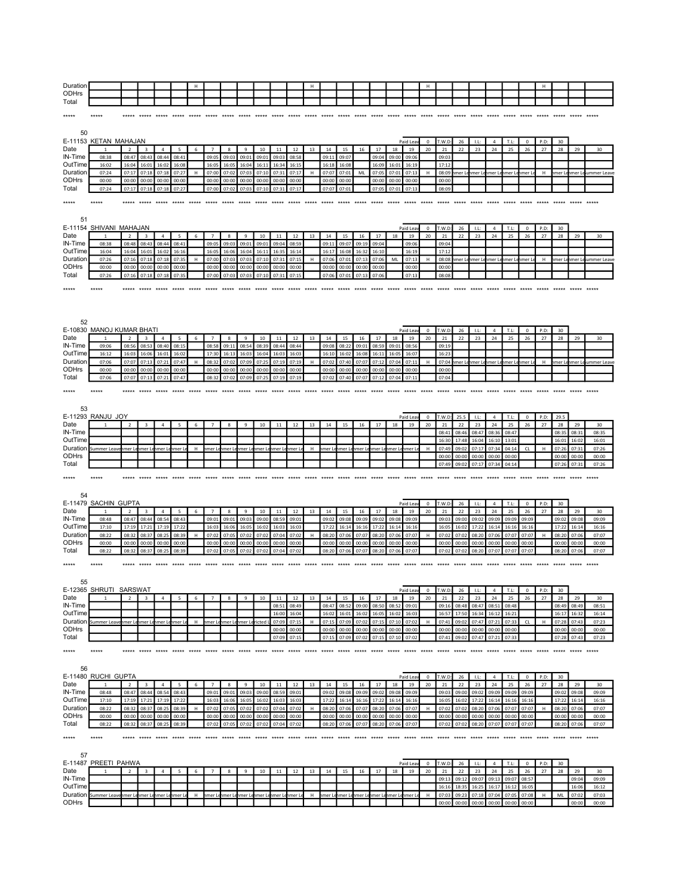| Duration | | | | | | H | | | | | | | H | | | | | | | H | | | | | | | H | | | |
|---|---|---|---|---|---|---|---|---|---|---|---|---|---|---|---|---|---|---|---|---|---|---|---|---|---|---|---|---|---|---|
| ODHrs | | | | | | | | | | | | | | | | | | | | | | | | | | | | | | |
| Total | | | | | | | | | | | | | | | | | | | | | | | | | | | | | | |

***** ***** ***** ***** ***** ***** ***** ***** ***** ***** ***** ***** ***** ***** ***** ***** ***** ***** ***** ***** ***** ***** ***** ***** ***** ***** ***** ***** ***** ***** *****

50

E-11153 KETAN MAHAJAN — Paid Leav 0 — T.W.D: 26 — I.L: 4 — T.L: 0 — P.D: 30

| Date | 1 | 2 | 3 | 4 | 5 | 6 | 7 | 8 | 9 | 10 | 11 | 12 | 13 | 14 | 15 | 16 | 17 | 18 | 19 | 20 | 21 | 22 | 23 | 24 | 25 | 26 | 27 | 28 | 29 | 30 |
|---|---|---|---|---|---|---|---|---|---|---|---|---|---|---|---|---|---|---|---|---|---|---|---|---|---|---|---|---|---|---|
| IN-Time | 08:38 | 08:47 | 08:43 | 08:44 | 08:41 | | 09:05 | 09:03 | 09:01 | 09:01 | 09:03 | 08:58 | | 09:11 | 09:07 | | 09:04 | 09:00 | 09:06 | | 09:03 | | | | | | | | | |
| OutTime | 16:02 | 16:04 | 16:01 | 16:02 | 16:08 | | 16:05 | 16:05 | 16:04 | 16:11 | 16:34 | 16:15 | | 16:18 | 16:08 | | 16:09 | 16:01 | 16:19 | | 17:12 | | | | | | | | | |
| Duration | 07:24 | 07:17 | 07:18 | 07:18 | 07:27 | H | 07:00 | 07:02 | 07:03 | 07:10 | 07:31 | 07:17 | H | 07:07 | 07:01 | ML | 07:05 | 07:01 | 07:13 | H | 08:09 | nmer Le | nmer Le | nmer Le | nmer Le | nmer Le | H | nmer Le | nmer Le | ummer Leave |
| ODHrs | 00:00 | 00:00 | 00:00 | 00:00 | 00:00 | | 00:00 | 00:00 | 00:00 | 00:00 | 00:00 | 00:00 | | 00:00 | 00:00 | | 00:00 | 00:00 | 00:00 | | 00:00 | | | | | | | | | |
| Total | 07:24 | 07:17 | 07:18 | 07:18 | 07:27 | | 07:00 | 07:02 | 07:03 | 07:10 | 07:31 | 07:17 | | 07:07 | 07:01 | | 07:05 | 07:01 | 07:13 | | 08:09 | | | | | | | | | |

***** ***** ***** ***** ***** ***** ***** ***** ***** ***** ***** ***** ***** ***** ***** ***** ***** ***** ***** ***** ***** ***** ***** ***** ***** ***** ***** ***** ***** ***** *****

51

E-11154 SHIVANI MAHAJAN — Paid Leav 0 — T.W.D: 26 — I.L: 4 — T.L: 0 — P.D: 30

| Date | 1 | 2 | 3 | 4 | 5 | 6 | 7 | 8 | 9 | 10 | 11 | 12 | 13 | 14 | 15 | 16 | 17 | 18 | 19 | 20 | 21 | 22 | 23 | 24 | 25 | 26 | 27 | 28 | 29 | 30 |
|---|---|---|---|---|---|---|---|---|---|---|---|---|---|---|---|---|---|---|---|---|---|---|---|---|---|---|---|---|---|---|
| IN-Time | 08:38 | 08:48 | 08:43 | 08:44 | 08:41 | | 09:05 | 09:03 | 09:01 | 09:01 | 09:04 | 08:59 | | 09:11 | 09:07 | 09:19 | 09:04 | | 09:06 | | 09:04 | | | | | | | | | |
| OutTime | 16:04 | 16:04 | 16:01 | 16:02 | 16:16 | | 16:05 | 16:06 | 16:04 | 16:11 | 16:35 | 16:14 | | 16:17 | 16:08 | 16:32 | 16:10 | | 16:19 | | 17:12 | | | | | | | | | |
| Duration | 07:26 | 07:16 | 07:18 | 07:18 | 07:35 | H | 07:00 | 07:03 | 07:03 | 07:10 | 07:31 | 07:15 | H | 07:06 | 07:01 | 07:13 | 07:06 | ML | 07:13 | H | 08:08 | nmer Le | nmer Le | nmer Le | nmer Le | nmer Le | H | nmer Le | nmer Le | ummer Leave |
| ODHrs | 00:00 | 00:00 | 00:00 | 00:00 | 00:00 | | 00:00 | 00:00 | 00:00 | 00:00 | 00:00 | 00:00 | | 00:00 | 00:00 | 00:00 | 00:00 | | 00:00 | | 00:00 | | | | | | | | | |
| Total | 07:26 | 07:16 | 07:18 | 07:18 | 07:35 | | 07:00 | 07:03 | 07:03 | 07:10 | 07:31 | 07:15 | | 07:06 | 07:01 | 07:13 | 07:06 | | 07:13 | | 08:08 | | | | | | | | | |

***** ***** ***** ***** ***** ***** ***** ***** ***** ***** ***** ***** ***** ***** ***** ***** ***** ***** ***** ***** ***** ***** ***** ***** ***** ***** ***** ***** ***** ***** *****

52

E-10830 MANOJ KUMAR BHATI — Paid Leav 0 — T.W.D: 26 — I.L: 4 — T.L: 0 — P.D: 30

| Date | 1 | 2 | 3 | 4 | 5 | 6 | 7 | 8 | 9 | 10 | 11 | 12 | 13 | 14 | 15 | 16 | 17 | 18 | 19 | 20 | 21 | 22 | 23 | 24 | 25 | 26 | 27 | 28 | 29 | 30 |
|---|---|---|---|---|---|---|---|---|---|---|---|---|---|---|---|---|---|---|---|---|---|---|---|---|---|---|---|---|---|---|
| IN-Time | 09:06 | 08:56 | 08:53 | 08:40 | 08:15 | | 08:58 | 09:11 | 08:54 | 08:39 | 08:44 | 08:44 | | 09:08 | 08:22 | 09:01 | 08:59 | 09:01 | 08:56 | | 09:19 | | | | | | | | | |
| OutTime | 16:12 | 16:03 | 16:06 | 16:01 | 16:02 | | 17:30 | 16:13 | 16:03 | 16:04 | 16:03 | 16:03 | | 16:10 | 16:02 | 16:08 | 16:11 | 16:05 | 16:07 | | 16:23 | | | | | | | | | |
| Duration | 07:06 | 07:07 | 07:13 | 07:21 | 07:47 | H | 08:32 | 07:02 | 07:09 | 07:25 | 07:19 | 07:19 | H | 07:02 | 07:40 | 07:07 | 07:12 | 07:04 | 07:11 | H | 07:04 | nmer Le | nmer Le | nmer Le | nmer Le | nmer Le | H | nmer Le | nmer Le | ummer Leave |
| ODHrs | 00:00 | 00:00 | 00:00 | 00:00 | 00:00 | | 00:00 | 00:00 | 00:00 | 00:00 | 00:00 | 00:00 | | 00:00 | 00:00 | 00:00 | 00:00 | 00:00 | 00:00 | | 00:00 | | | | | | | | | |
| Total | 07:06 | 07:07 | 07:13 | 07:21 | 07:47 | | 08:32 | 07:02 | 07:09 | 07:25 | 07:19 | 07:19 | | 07:02 | 07:40 | 07:07 | 07:12 | 07:04 | 07:11 | | 07:04 | | | | | | | | | |

***** ***** ***** ***** ***** ***** ***** ***** ***** ***** ***** ***** ***** ***** ***** ***** ***** ***** ***** ***** ***** ***** ***** ***** ***** ***** ***** ***** ***** ***** *****

53

E-11293 RANJU JOY — Paid Leav 0 — T.W.D: 25.5 — I.L: 4 — T.L: 0 — P.D: 29.5

| Date | 1 | 2 | 3 | 4 | 5 | 6 | 7 | 8 | 9 | 10 | 11 | 12 | 13 | 14 | 15 | 16 | 17 | 18 | 19 | 20 | 21 | 22 | 23 | 24 | 25 | 26 | 27 | 28 | 29 | 30 |
|---|---|---|---|---|---|---|---|---|---|---|---|---|---|---|---|---|---|---|---|---|---|---|---|---|---|---|---|---|---|---|
| IN-Time | | | | | | | | | | | | | | | | | | | | | 08:41 | 08:46 | 08:47 | 08:36 | 08:47 | | | 08:35 | 08:31 | 08:35 |
| OutTime | | | | | | | | | | | | | | | | | | | | | 16:30 | 17:48 | 16:04 | 16:10 | 13:01 | | | 16:01 | 16:02 | 16:01 |
| Duration | Summer Leave | nmer Le | nmer Le | nmer Le | nmer Le | H | nmer Le | nmer Le | nmer Le | nmer Le | nmer Le | nmer Le | H | nmer Le | nmer Le | nmer Le | nmer Le | nmer Le | nmer Le | H | 07:49 | 09:02 | 07:17 | 07:34 | 04:14 | CL | H | 07:26 | 07:31 | 07:26 |
| ODHrs | | | | | | | | | | | | | | | | | | | | | 00:00 | 00:00 | 00:00 | 00:00 | 00:00 | | | 00:00 | 00:00 | 00:00 |
| Total | | | | | | | | | | | | | | | | | | | | | 07:49 | 09:02 | 07:17 | 07:34 | 04:14 | | | 07:26 | 07:31 | 07:26 |

***** ***** ***** ***** ***** ***** ***** ***** ***** ***** ***** ***** ***** ***** ***** ***** ***** ***** ***** ***** ***** ***** ***** ***** ***** ***** ***** ***** ***** ***** *****

54

E-11479 SACHIN GUPTA — Paid Leav 0 — T.W.D: 26 — I.L: 4 — T.L: 0 — P.D: 30

| Date | 1 | 2 | 3 | 4 | 5 | 6 | 7 | 8 | 9 | 10 | 11 | 12 | 13 | 14 | 15 | 16 | 17 | 18 | 19 | 20 | 21 | 22 | 23 | 24 | 25 | 26 | 27 | 28 | 29 | 30 |
|---|---|---|---|---|---|---|---|---|---|---|---|---|---|---|---|---|---|---|---|---|---|---|---|---|---|---|---|---|---|---|
| IN-Time | 08:48 | 08:47 | 08:44 | 08:54 | 08:43 | | 09:01 | 09:01 | 09:03 | 09:00 | 08:59 | 09:01 | | 09:02 | 09:08 | 09:09 | 09:02 | 09:08 | 09:09 | | 09:03 | 09:00 | 09:02 | 09:09 | 09:09 | 09:09 | | 09:02 | 09:08 | 09:09 |
| OutTime | 17:10 | 17:19 | 17:21 | 17:19 | 17:22 | | 16:03 | 16:06 | 16:05 | 16:02 | 16:03 | 16:03 | | 17:22 | 16:14 | 16:16 | 17:22 | 16:14 | 16:16 | | 16:05 | 16:02 | 17:22 | 16:14 | 16:16 | 16:16 | | 17:22 | 16:14 | 16:16 |
| Duration | 08:22 | 08:32 | 08:37 | 08:25 | 08:39 | H | 07:02 | 07:05 | 07:02 | 07:02 | 07:04 | 07:02 | H | 08:20 | 07:06 | 07:07 | 08:20 | 07:06 | 07:07 | H | 07:02 | 07:02 | 08:20 | 07:06 | 07:07 | 07:07 | H | 08:20 | 07:06 | 07:07 |
| ODHrs | 00:00 | 00:00 | 00:00 | 00:00 | 00:00 | | 00:00 | 00:00 | 00:00 | 00:00 | 00:00 | 00:00 | | 00:00 | 00:00 | 00:00 | 00:00 | 00:00 | 00:00 | | 00:00 | 00:00 | 00:00 | 00:00 | 00:00 | 00:00 | | 00:00 | 00:00 | 00:00 |
| Total | 08:22 | 08:32 | 08:37 | 08:25 | 08:39 | | 07:02 | 07:05 | 07:02 | 07:02 | 07:04 | 07:02 | | 08:20 | 07:06 | 07:07 | 08:20 | 07:06 | 07:07 | | 07:02 | 07:02 | 08:20 | 07:07 | 07:07 | 07:07 | | 08:20 | 07:06 | 07:07 |

***** ***** ***** ***** ***** ***** ***** ***** ***** ***** ***** ***** ***** ***** ***** ***** ***** ***** ***** ***** ***** ***** ***** ***** ***** ***** ***** ***** ***** ***** *****

55

E-12365 SHRUTI SARSWAT — Paid Leav 0 — T.W.D: 26 — I.L: 4 — T.L: 0 — P.D: 30

| Date | 1 | 2 | 3 | 4 | 5 | 6 | 7 | 8 | 9 | 10 | 11 | 12 | 13 | 14 | 15 | 16 | 17 | 18 | 19 | 20 | 21 | 22 | 23 | 24 | 25 | 26 | 27 | 28 | 29 | 30 |
|---|---|---|---|---|---|---|---|---|---|---|---|---|---|---|---|---|---|---|---|---|---|---|---|---|---|---|---|---|---|---|
| IN-Time | | | | | | | | | | | 08:51 | 08:49 | | 08:47 | 08:52 | 09:00 | 08:50 | 08:52 | 09:01 | | 09:16 | 08:48 | 08:47 | 08:51 | 08:48 | | | 08:49 | 08:49 | 08:51 |
| OutTime | | | | | | | | | | | 16:00 | 16:04 | | 16:02 | 16:01 | 16:02 | 16:05 | 16:02 | 16:03 | | 16:57 | 17:50 | 16:34 | 16:12 | 16:21 | | | 16:17 | 16:32 | 16:14 |
| Duration | Summer Leave | nmer Le | nmer Le | nmer Le | nmer Le | H | nmer Le | nmer Le | nmer Le | ricted L | 07:09 | 07:15 | H | 07:15 | 07:09 | 07:02 | 07:15 | 07:10 | 07:02 | H | 07:41 | 09:02 | 07:47 | 07:21 | 07:33 | CL | H | 07:28 | 07:43 | 07:23 |
| ODHrs | | | | | | | | | | | 00:00 | 00:00 | | 00:00 | 00:00 | 00:00 | 00:00 | 00:00 | 00:00 | | 00:00 | 00:00 | 00:00 | 00:00 | 00:00 | | | 00:00 | 00:00 | 00:00 |
| Total | | | | | | | | | | | 07:09 | 07:15 | | 07:15 | 07:09 | 07:02 | 07:15 | 07:10 | 07:02 | | 07:41 | 09:02 | 07:47 | 07:21 | 07:33 | | | 07:28 | 07:43 | 07:23 |

***** ***** ***** ***** ***** ***** ***** ***** ***** ***** ***** ***** ***** ***** ***** ***** ***** ***** ***** ***** ***** ***** ***** ***** ***** ***** ***** ***** ***** ***** *****

56

E-11480 RUCHI GUPTA — Paid Leav 0 — T.W.D: 26 — I.L: 4 — T.L: 0 — P.D: 30

| Date | 1 | 2 | 3 | 4 | 5 | 6 | 7 | 8 | 9 | 10 | 11 | 12 | 13 | 14 | 15 | 16 | 17 | 18 | 19 | 20 | 21 | 22 | 23 | 24 | 25 | 26 | 27 | 28 | 29 | 30 |
|---|---|---|---|---|---|---|---|---|---|---|---|---|---|---|---|---|---|---|---|---|---|---|---|---|---|---|---|---|---|---|
| IN-Time | 08:48 | 08:47 | 08:44 | 08:54 | 08:43 | | 09:01 | 09:01 | 09:03 | 09:00 | 08:59 | 09:01 | | 09:02 | 09:08 | 09:09 | 09:02 | 09:08 | 09:09 | | 09:03 | 09:00 | 09:02 | 09:09 | 09:09 | 09:09 | | 09:02 | 09:08 | 09:09 |
| OutTime | 17:10 | 17:19 | 17:21 | 17:19 | 17:22 | | 16:03 | 16:06 | 16:05 | 16:02 | 16:03 | 16:03 | | 17:22 | 16:14 | 16:16 | 17:22 | 16:14 | 16:16 | | 16:05 | 16:02 | 17:22 | 16:14 | 16:16 | 16:16 | | 17:22 | 16:14 | 16:16 |
| Duration | 08:22 | 08:32 | 08:37 | 08:25 | 08:39 | H | 07:02 | 07:05 | 07:02 | 07:02 | 07:04 | 07:02 | H | 08:20 | 07:06 | 07:07 | 08:20 | 07:06 | 07:07 | H | 07:02 | 07:02 | 08:20 | 07:06 | 07:07 | 07:07 | H | 08:20 | 07:06 | 07:07 |
| ODHrs | 00:00 | 00:00 | 00:00 | 00:00 | 00:00 | | 00:00 | 00:00 | 00:00 | 00:00 | 00:00 | 00:00 | | 00:00 | 00:00 | 00:00 | 00:00 | 00:00 | 00:00 | | 00:00 | 00:00 | 00:00 | 00:00 | 00:00 | 00:00 | | 00:00 | 00:00 | 00:00 |
| Total | 08:22 | 08:32 | 08:37 | 08:25 | 08:39 | | 07:02 | 07:05 | 07:02 | 07:02 | 07:04 | 07:02 | | 08:20 | 07:06 | 07:07 | 08:20 | 07:06 | 07:07 | | 07:02 | 07:02 | 08:20 | 07:07 | 07:07 | 07:07 | | 08:20 | 07:06 | 07:07 |

***** ***** ***** ***** ***** ***** ***** ***** ***** ***** ***** ***** ***** ***** ***** ***** ***** ***** ***** ***** ***** ***** ***** ***** ***** ***** ***** ***** ***** ***** *****

57

E-11487 PREETI PAHWA — Paid Leav 0 — T.W.D: 26 — I.L: 4 — T.L: 0 — P.D: 30

| Date | 1 | 2 | 3 | 4 | 5 | 6 | 7 | 8 | 9 | 10 | 11 | 12 | 13 | 14 | 15 | 16 | 17 | 18 | 19 | 20 | 21 | 22 | 23 | 24 | 25 | 26 | 27 | 28 | 29 | 30 |
|---|---|---|---|---|---|---|---|---|---|---|---|---|---|---|---|---|---|---|---|---|---|---|---|---|---|---|---|---|---|---|
| IN-Time | | | | | | | | | | | | | | | | | | | | | 09:13 | 09:12 | 09:07 | 09:13 | 09:07 | 08:57 | | | 09:04 | 09:09 |
| OutTime | | | | | | | | | | | | | | | | | | | | | 16:16 | 18:35 | 16:25 | 16:17 | 16:12 | 16:05 | | | 16:06 | 16:12 |
| Duration | Summer Leave | nmer Le | nmer Le | nmer Le | nmer Le | H | nmer Le | nmer Le | nmer Le | nmer Le | nmer Le | nmer Le | H | nmer Le | nmer Le | nmer Le | nmer Le | nmer Le | nmer Le | H | 07:03 | 09:23 | 07:18 | 07:04 | 07:05 | 07:08 | H | ML | 07:02 | 07:03 |
| ODHrs | | | | | | | | | | | | | | | | | | | | | 00:00 | 00:00 | 00:00 | 00:00 | 00:00 | 00:00 | | | 00:00 | 00:00 |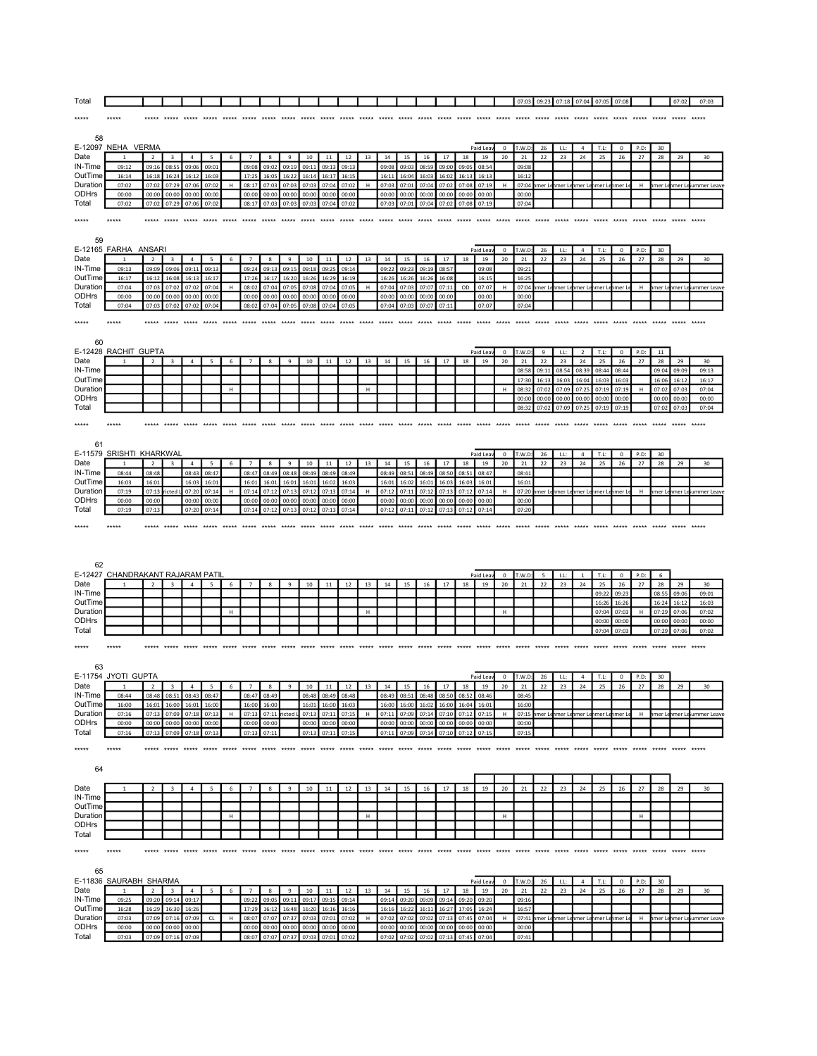| Total | | | | | | | | | | | | | | | | | | | | | 07:03 | 09:23 | 07:18 | 07:04 | 07:05 | 07:08 | | | 07:02 | 07:03 |
|---|---|---|---|---|---|---|---|---|---|---|---|---|---|---|---|---|---|---|---|---|---|---|---|---|---|---|---|---|---|---|

***** ***** ***** ***** ***** ***** ***** ***** ***** ***** ***** ***** ***** ***** ***** ***** ***** ***** ***** ***** ***** ***** ***** ***** ***** ***** ***** ***** ***** ***** *****

58

E-12097 NEHA VERMA — Paid Leav 0 | T.W.D: 26 | I.L: 4 | T.L: 0 | P.D: 30

| Date | 1 | 2 | 3 | 4 | 5 | 6 | 7 | 8 | 9 | 10 | 11 | 12 | 13 | 14 | 15 | 16 | 17 | 18 | 19 | 20 | 21 | 22 | 23 | 24 | 25 | 26 | 27 | 28 | 29 | 30 |
|---|---|---|---|---|---|---|---|---|---|---|---|---|---|---|---|---|---|---|---|---|---|---|---|---|---|---|---|---|---|---|
| IN-Time | 09:12 | 09:16 | 08:55 | 09:06 | 09:01 | | 09:08 | 09:02 | 09:19 | 09:11 | 09:13 | 09:13 | | 09:08 | 09:03 | 08:59 | 09:00 | 09:05 | 08:54 | | 09:08 | | | | | | | | | |
| OutTime | 16:14 | 16:18 | 16:24 | 16:12 | 16:03 | | 17:25 | 16:05 | 16:22 | 16:14 | 16:17 | 16:15 | | 16:11 | 16:04 | 16:03 | 16:02 | 16:13 | 16:13 | | 16:12 | | | | | | | | | |
| Duration | 07:02 | 07:02 | 07:29 | 07:06 | 07:02 | H | 08:17 | 07:03 | 07:03 | 07:03 | 07:04 | 07:02 | H | 07:03 | 07:01 | 07:04 | 07:02 | 07:08 | 07:19 | H | 07:04 | nmer Le | nmer Le | nmer Le | nmer Le | nmer Le | H | nmer Le | nmer Le | ummer Leave |
| ODHrs | 00:00 | 00:00 | 00:00 | 00:00 | 00:00 | | 00:00 | 00:00 | 00:00 | 00:00 | 00:00 | 00:00 | | 00:00 | 00:00 | 00:00 | 00:00 | 00:00 | 00:00 | | 00:00 | | | | | | | | | |
| Total | 07:02 | 07:02 | 07:29 | 07:06 | 07:02 | | 08:17 | 07:03 | 07:03 | 07:03 | 07:04 | 07:02 | | 07:03 | 07:01 | 07:04 | 07:02 | 07:08 | 07:19 | | 07:04 | | | | | | | | | |

***** ***** ***** ***** ***** ***** ***** ***** ***** ***** ***** ***** ***** ***** ***** ***** ***** ***** ***** ***** ***** ***** ***** ***** ***** ***** ***** ***** ***** ***** *****

59

E-12165 FARHA ANSARI — Paid Leav 0 | T.W.D: 26 | I.L: 4 | T.L: 0 | P.D: 30

| Date | 1 | 2 | 3 | 4 | 5 | 6 | 7 | 8 | 9 | 10 | 11 | 12 | 13 | 14 | 15 | 16 | 17 | 18 | 19 | 20 | 21 | 22 | 23 | 24 | 25 | 26 | 27 | 28 | 29 | 30 |
|---|---|---|---|---|---|---|---|---|---|---|---|---|---|---|---|---|---|---|---|---|---|---|---|---|---|---|---|---|---|---|
| IN-Time | 09:13 | 09:09 | 09:06 | 09:11 | 09:13 | | 09:24 | 09:13 | 09:15 | 09:18 | 09:25 | 09:14 | | 09:22 | 09:23 | 09:19 | 08:57 | | 09:08 | | 09:21 | | | | | | | | | |
| OutTime | 16:17 | 16:12 | 16:08 | 16:13 | 16:17 | | 17:26 | 16:17 | 16:20 | 16:26 | 16:29 | 16:19 | | 16:26 | 16:26 | 16:26 | 16:08 | | 16:15 | | 16:25 | | | | | | | | | |
| Duration | 07:04 | 07:03 | 07:02 | 07:02 | 07:04 | H | 08:02 | 07:04 | 07:05 | 07:08 | 07:04 | 07:05 | H | 07:04 | 07:03 | 07:07 | 07:11 | OD | 07:07 | H | 07:04 | nmer Le | nmer Le | nmer Le | nmer Le | nmer Le | H | nmer Le | nmer Le | ummer Leave |
| ODHrs | 00:00 | 00:00 | 00:00 | 00:00 | 00:00 | | 00:00 | 00:00 | 00:00 | 00:00 | 00:00 | 00:00 | | 00:00 | 00:00 | 00:00 | 00:00 | | 00:00 | | 00:00 | | | | | | | | | |
| Total | 07:04 | 07:03 | 07:02 | 07:02 | 07:04 | | 08:02 | 07:04 | 07:05 | 07:08 | 07:04 | 07:05 | | 07:04 | 07:03 | 07:07 | 07:11 | | 07:07 | | 07:04 | | | | | | | | | |

***** ***** ***** ***** ***** ***** ***** ***** ***** ***** ***** ***** ***** ***** ***** ***** ***** ***** ***** ***** ***** ***** ***** ***** ***** ***** ***** ***** ***** ***** *****

60

E-12428 RACHIT GUPTA — Paid Leav 0 | T.W.D: 9 | I.L: 2 | T.L: 0 | P.D: 11

| Date | 1 | 2 | 3 | 4 | 5 | 6 | 7 | 8 | 9 | 10 | 11 | 12 | 13 | 14 | 15 | 16 | 17 | 18 | 19 | 20 | 21 | 22 | 23 | 24 | 25 | 26 | 27 | 28 | 29 | 30 |
|---|---|---|---|---|---|---|---|---|---|---|---|---|---|---|---|---|---|---|---|---|---|---|---|---|---|---|---|---|---|---|
| IN-Time | | | | | | | | | | | | | | | | | | | | | 08:58 | 09:11 | 08:54 | 08:39 | 08:44 | 08:44 | | 09:04 | 09:09 | 09:13 |
| OutTime | | | | | | | | | | | | | | | | | | | | | 17:30 | 16:13 | 16:03 | 16:04 | 16:03 | 16:03 | | 16:06 | 16:12 | 16:17 |
| Duration | | | | | | H | | | | | | | H | | | | | | | H | 08:32 | 07:02 | 07:09 | 07:25 | 07:19 | 07:19 | H | 07:02 | 07:03 | 07:04 |
| ODHrs | | | | | | | | | | | | | | | | | | | | | 00:00 | 00:00 | 00:00 | 00:00 | 00:00 | 00:00 | | 00:00 | 00:00 | 00:00 |
| Total | | | | | | | | | | | | | | | | | | | | | 08:32 | 07:02 | 07:09 | 07:25 | 07:19 | 07:19 | | 07:02 | 07:03 | 07:04 |

***** ***** ***** ***** ***** ***** ***** ***** ***** ***** ***** ***** ***** ***** ***** ***** ***** ***** ***** ***** ***** ***** ***** ***** ***** ***** ***** ***** ***** ***** *****

61

E-11579 SRISHTI KHARKWAL — Paid Leav 0 | T.W.D: 26 | I.L: 4 | T.L: 0 | P.D: 30

| Date | 1 | 2 | 3 | 4 | 5 | 6 | 7 | 8 | 9 | 10 | 11 | 12 | 13 | 14 | 15 | 16 | 17 | 18 | 19 | 20 | 21 | 22 | 23 | 24 | 25 | 26 | 27 | 28 | 29 | 30 |
|---|---|---|---|---|---|---|---|---|---|---|---|---|---|---|---|---|---|---|---|---|---|---|---|---|---|---|---|---|---|---|
| IN-Time | 08:44 | 08:48 | | 08:43 | 08:47 | | 08:47 | 08:49 | 08:48 | 08:49 | 08:49 | 08:49 | | 08:49 | 08:51 | 08:49 | 08:50 | 08:51 | 08:47 | | 08:41 | | | | | | | | | |
| OutTime | 16:03 | 16:01 | | 16:03 | 16:01 | | 16:01 | 16:01 | 16:01 | 16:01 | 16:02 | 16:03 | | 16:01 | 16:02 | 16:01 | 16:03 | 16:03 | 16:01 | | 16:01 | | | | | | | | | |
| Duration | 07:19 | 07:13 | ricted L | 07:20 | 07:14 | H | 07:14 | 07:12 | 07:13 | 07:12 | 07:13 | 07:14 | H | 07:12 | 07:11 | 07:12 | 07:13 | 07:12 | 07:14 | H | 07:20 | nmer Le | nmer Le | nmer Le | nmer Le | nmer Le | H | nmer Le | nmer Le | ummer Leave |
| ODHrs | 00:00 | 00:00 | | 00:00 | 00:00 | | 00:00 | 00:00 | 00:00 | 00:00 | 00:00 | 00:00 | | 00:00 | 00:00 | 00:00 | 00:00 | 00:00 | 00:00 | | 00:00 | | | | | | | | | |
| Total | 07:19 | 07:13 | | 07:20 | 07:14 | | 07:14 | 07:12 | 07:13 | 07:12 | 07:13 | 07:14 | | 07:12 | 07:11 | 07:12 | 07:13 | 07:12 | 07:14 | | 07:20 | | | | | | | | | |

***** ***** ***** ***** ***** ***** ***** ***** ***** ***** ***** ***** ***** ***** ***** ***** ***** ***** ***** ***** ***** ***** ***** ***** ***** ***** ***** ***** ***** ***** *****

62

E-12427 CHANDRAKANT RAJARAM PATIL — Paid Leav 0 | T.W.D: 5 | I.L: 1 | T.L: 0 | P.D: 6

| Date | 1 | 2 | 3 | 4 | 5 | 6 | 7 | 8 | 9 | 10 | 11 | 12 | 13 | 14 | 15 | 16 | 17 | 18 | 19 | 20 | 21 | 22 | 23 | 24 | 25 | 26 | 27 | 28 | 29 | 30 |
|---|---|---|---|---|---|---|---|---|---|---|---|---|---|---|---|---|---|---|---|---|---|---|---|---|---|---|---|---|---|---|
| IN-Time | | | | | | | | | | | | | | | | | | | | | | | | | 09:22 | 09:23 | | 08:55 | 09:06 | 09:01 |
| OutTime | | | | | | | | | | | | | | | | | | | | | | | | | 16:26 | 16:26 | | 16:24 | 16:12 | 16:03 |
| Duration | | | | | | H | | | | | | | H | | | | | | | H | | | | | 07:04 | 07:03 | H | 07:29 | 07:06 | 07:02 |
| ODHrs | | | | | | | | | | | | | | | | | | | | | | | | | 00:00 | 00:00 | | 00:00 | 00:00 | 00:00 |
| Total | | | | | | | | | | | | | | | | | | | | | | | | | 07:04 | 07:03 | | 07:29 | 07:06 | 07:02 |

***** ***** ***** ***** ***** ***** ***** ***** ***** ***** ***** ***** ***** ***** ***** ***** ***** ***** ***** ***** ***** ***** ***** ***** ***** ***** ***** ***** ***** ***** *****

63

E-11754 JYOTI GUPTA — Paid Leav 0 | T.W.D: 26 | I.L: 4 | T.L: 0 | P.D: 30

| Date | 1 | 2 | 3 | 4 | 5 | 6 | 7 | 8 | 9 | 10 | 11 | 12 | 13 | 14 | 15 | 16 | 17 | 18 | 19 | 20 | 21 | 22 | 23 | 24 | 25 | 26 | 27 | 28 | 29 | 30 |
|---|---|---|---|---|---|---|---|---|---|---|---|---|---|---|---|---|---|---|---|---|---|---|---|---|---|---|---|---|---|---|
| IN-Time | 08:44 | 08:48 | 08:51 | 08:43 | 08:47 | | 08:47 | 08:49 | | 08:48 | 08:49 | 08:48 | | 08:49 | 08:51 | 08:48 | 08:50 | 08:52 | 08:46 | | 08:45 | | | | | | | | | |
| OutTime | 16:00 | 16:01 | 16:00 | 16:01 | 16:00 | | 16:00 | 16:00 | | 16:01 | 16:00 | 16:03 | | 16:00 | 16:00 | 16:02 | 16:00 | 16:04 | 16:01 | | 16:00 | | | | | | | | | |
| Duration | 07:16 | 07:13 | 07:09 | 07:18 | 07:13 | H | 07:13 | 07:11 | ricted L | 07:13 | 07:11 | 07:15 | H | 07:11 | 07:09 | 07:14 | 07:10 | 07:12 | 07:15 | H | 07:15 | nmer Le | nmer Le | nmer Le | nmer Le | nmer Le | H | nmer Le | nmer Le | ummer Leave |
| ODHrs | 00:00 | 00:00 | 00:00 | 00:00 | 00:00 | | 00:00 | 00:00 | | 00:00 | 00:00 | 00:00 | | 00:00 | 00:00 | 00:00 | 00:00 | 00:00 | 00:00 | | 00:00 | | | | | | | | | |
| Total | 07:16 | 07:13 | 07:09 | 07:18 | 07:13 | | 07:13 | 07:11 | | 07:13 | 07:11 | 07:15 | | 07:11 | 07:09 | 07:14 | 07:10 | 07:12 | 07:15 | | 07:15 | | | | | | | | | |

***** ***** ***** ***** ***** ***** ***** ***** ***** ***** ***** ***** ***** ***** ***** ***** ***** ***** ***** ***** ***** ***** ***** ***** ***** ***** ***** ***** ***** ***** *****

64

| Date | 1 | 2 | 3 | 4 | 5 | 6 | 7 | 8 | 9 | 10 | 11 | 12 | 13 | 14 | 15 | 16 | 17 | 18 | 19 | 20 | 21 | 22 | 23 | 24 | 25 | 26 | 27 | 28 | 29 | 30 |
|---|---|---|---|---|---|---|---|---|---|---|---|---|---|---|---|---|---|---|---|---|---|---|---|---|---|---|---|---|---|---|
| IN-Time | | | | | | | | | | | | | | | | | | | | | | | | | | | | | | |
| OutTime | | | | | | | | | | | | | | | | | | | | | | | | | | | | | | |
| Duration | | | | | | H | | | | | | | H | | | | | | | H | | | | | | | H | | | |
| ODHrs | | | | | | | | | | | | | | | | | | | | | | | | | | | | | | |
| Total | | | | | | | | | | | | | | | | | | | | | | | | | | | | | | |

***** ***** ***** ***** ***** ***** ***** ***** ***** ***** ***** ***** ***** ***** ***** ***** ***** ***** ***** ***** ***** ***** ***** ***** ***** ***** ***** ***** ***** ***** *****

65

E-11836 SAURABH SHARMA — Paid Leav 0 | T.W.D: 26 | I.L: 4 | T.L: 0 | P.D: 30

| Date | 1 | 2 | 3 | 4 | 5 | 6 | 7 | 8 | 9 | 10 | 11 | 12 | 13 | 14 | 15 | 16 | 17 | 18 | 19 | 20 | 21 | 22 | 23 | 24 | 25 | 26 | 27 | 28 | 29 | 30 |
|---|---|---|---|---|---|---|---|---|---|---|---|---|---|---|---|---|---|---|---|---|---|---|---|---|---|---|---|---|---|---|
| IN-Time | 09:25 | 09:20 | 09:14 | 09:17 | | | 09:22 | 09:05 | 09:11 | 09:17 | 09:15 | 09:14 | | 09:14 | 09:20 | 09:09 | 09:14 | 09:20 | 09:20 | | 09:16 | | | | | | | | | |
| OutTime | 16:28 | 16:29 | 16:30 | 16:26 | | | 17:29 | 16:12 | 16:48 | 16:20 | 16:16 | 16:16 | | 16:16 | 16:22 | 16:11 | 16:27 | 17:05 | 16:24 | | 16:57 | | | | | | | | | |
| Duration | 07:03 | 07:09 | 07:16 | 07:09 | CL | H | 08:07 | 07:07 | 07:37 | 07:03 | 07:01 | 07:02 | H | 07:02 | 07:02 | 07:02 | 07:13 | 07:45 | 07:04 | H | 07:41 | nmer Le | nmer Le | nmer Le | nmer Le | nmer Le | H | nmer Le | nmer Le | ummer Leave |
| ODHrs | 00:00 | 00:00 | 00:00 | 00:00 | | | 00:00 | 00:00 | 00:00 | 00:00 | 00:00 | 00:00 | | 00:00 | 00:00 | 00:00 | 00:00 | 00:00 | 00:00 | | 00:00 | | | | | | | | | |
| Total | 07:03 | 07:09 | 07:16 | 07:09 | | | 08:07 | 07:07 | 07:37 | 07:03 | 07:01 | 07:02 | | 07:02 | 07:02 | 07:02 | 07:13 | 07:45 | 07:04 | | 07:41 | | | | | | | | | |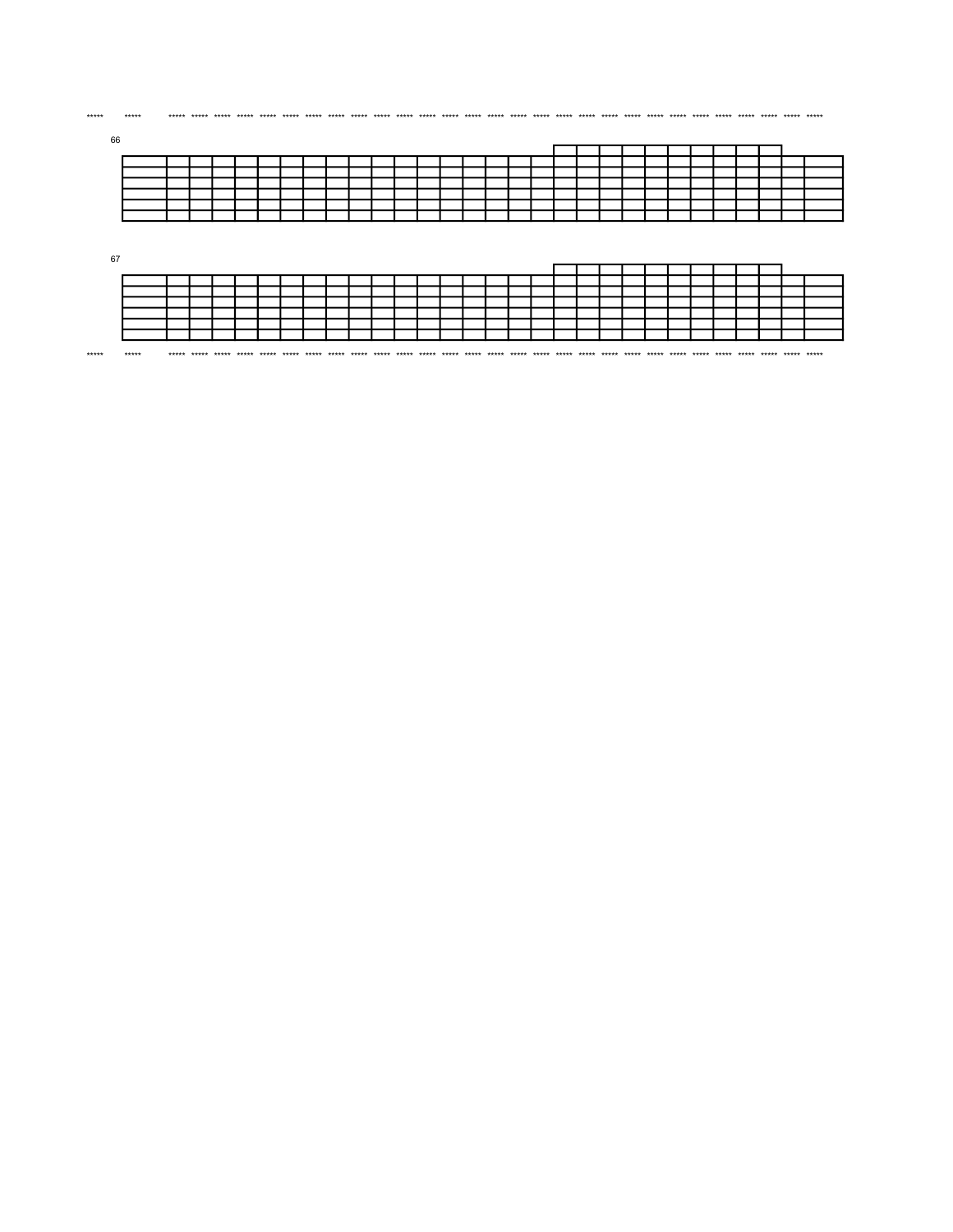*****   *****   *****   *****   *****   *****   *****   *****   *****   *****   *****   *****   *****   *****   *****   *****   *****   *****   *****   *****   *****   *****   *****   *****   *****   *****   *****   *****   *****   *****   *****

66

| | | | | | | | | | | | | | | | | | | | | | | | | | | | | | |
|---|---|---|---|---|---|---|---|---|---|---|---|---|---|---|---|---|---|---|---|---|---|---|---|---|---|---|---|---|---|
| | | | | | | | | | | | | | | | | | | | | | | | | | | | | | |
| | | | | | | | | | | | | | | | | | | | | | | | | | | | | | |
| | | | | | | | | | | | | | | | | | | | | | | | | | | | | | |
| | | | | | | | | | | | | | | | | | | | | | | | | | | | | | |
| | | | | | | | | | | | | | | | | | | | | | | | | | | | | | |
| | | | | | | | | | | | | | | | | | | | | | | | | | | | | | |

67

| | | | | | | | | | | | | | | | | | | | | | | | | | | | | | |
|---|---|---|---|---|---|---|---|---|---|---|---|---|---|---|---|---|---|---|---|---|---|---|---|---|---|---|---|---|---|
| | | | | | | | | | | | | | | | | | | | | | | | | | | | | | |
| | | | | | | | | | | | | | | | | | | | | | | | | | | | | | |
| | | | | | | | | | | | | | | | | | | | | | | | | | | | | | |
| | | | | | | | | | | | | | | | | | | | | | | | | | | | | | |
| | | | | | | | | | | | | | | | | | | | | | | | | | | | | | |
| | | | | | | | | | | | | | | | | | | | | | | | | | | | | | |

*****   *****   *****   *****   *****   *****   *****   *****   *****   *****   *****   *****   *****   *****   *****   *****   *****   *****   *****   *****   *****   *****   *****   *****   *****   *****   *****   *****   *****   *****   *****